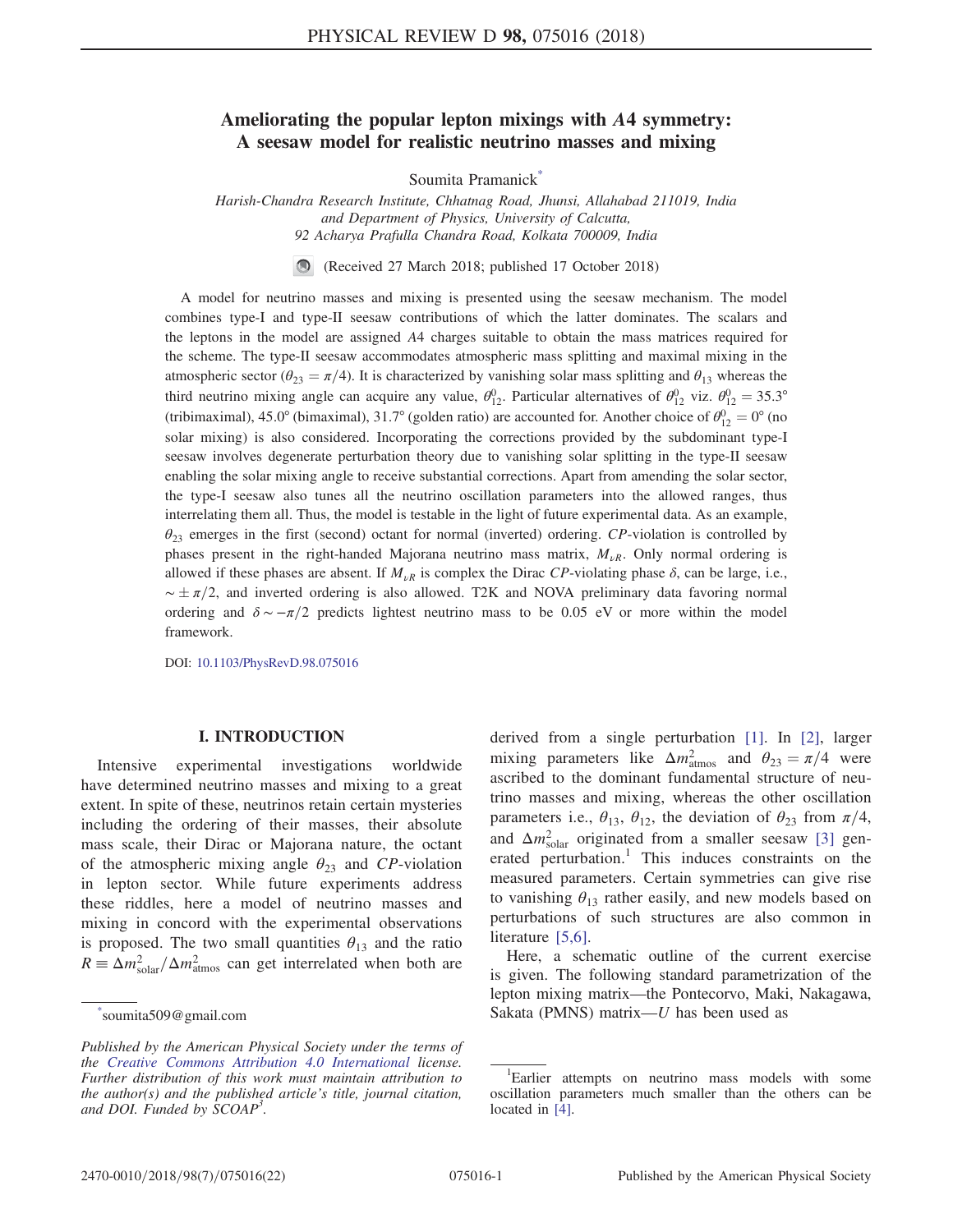# Ameliorating the popular lepton mixings with $A4$ symmetry: A seesaw model for realistic neutrino masses and mixing

Soumita Pramanick[*]

*Harish-Chandra Research Institute, Chhatnag Road, Jhunsi, Allahabad 211019, India and Department of Physics, University of Calcutta, 92 Acharya Prafulla Chandra Road, Kolkata 700009, India*

(Received 27 March 2018; published 17 October 2018)

A model for neutrino masses and mixing is presented using the seesaw mechanism. The model combines type-I and type-II seesaw contributions of which the latter dominates. The scalars and the leptons in the model are assigned $A4$ charges suitable to obtain the mass matrices required for the scheme. The type-II seesaw accommodates atmospheric mass splitting and maximal mixing in the atmospheric sector ($\theta_{23} = \pi/4$). It is characterized by vanishing solar mass splitting and $\theta_{13}$ whereas the third neutrino mixing angle can acquire any value, $\theta_{12}^0$. Particular alternatives of $\theta_{12}^0$ viz. $\theta_{12}^0 = 35.3°$ (tribimaximal), $45.0°$ (bimaximal), $31.7°$ (golden ratio) are accounted for. Another choice of $\theta_{12}^0 = 0°$ (no solar mixing) is also considered. Incorporating the corrections provided by the subdominant type-I seesaw involves degenerate perturbation theory due to vanishing solar splitting in the type-II seesaw enabling the solar mixing angle to receive substantial corrections. Apart from amending the solar sector, the type-I seesaw also tunes all the neutrino oscillation parameters into the allowed ranges, thus interrelating them all. Thus, the model is testable in the light of future experimental data. As an example, $\theta_{23}$ emerges in the first (second) octant for normal (inverted) ordering. $CP$-violation is controlled by phases present in the right-handed Majorana neutrino mass matrix, $M_{\nu R}$. Only normal ordering is allowed if these phases are absent. If $M_{\nu R}$ is complex the Dirac $CP$-violating phase $\delta$, can be large, i.e., $\sim \pm\pi/2$, and inverted ordering is also allowed. T2K and NOVA preliminary data favoring normal ordering and $\delta \sim -\pi/2$ predicts lightest neutrino mass to be 0.05 eV or more within the model framework.

DOI: 10.1103/PhysRevD.98.075016

## I. INTRODUCTION

Intensive experimental investigations worldwide have determined neutrino masses and mixing to a great extent. In spite of these, neutrinos retain certain mysteries including the ordering of their masses, their absolute mass scale, their Dirac or Majorana nature, the octant of the atmospheric mixing angle $\theta_{23}$ and $CP$-violation in lepton sector. While future experiments address these riddles, here a model of neutrino masses and mixing in concord with the experimental observations is proposed. The two small quantities $\theta_{13}$ and the ratio $R \equiv \Delta m^2_{\rm solar}/\Delta m^2_{\rm atmos}$ can get interrelated when both are derived from a single perturbation [1]. In [2], larger mixing parameters like $\Delta m^2_{\rm atmos}$ and $\theta_{23} = \pi/4$ were ascribed to the dominant fundamental structure of neutrino masses and mixing, whereas the other oscillation parameters i.e., $\theta_{13}$, $\theta_{12}$, the deviation of $\theta_{23}$ from $\pi/4$, and $\Delta m^2_{\rm solar}$ originated from a smaller seesaw [3] generated perturbation.[1] This induces constraints on the measured parameters. Certain symmetries can give rise to vanishing $\theta_{13}$ rather easily, and new models based on perturbations of such structures are also common in literature [5,6].

Here, a schematic outline of the current exercise is given. The following standard parametrization of the lepton mixing matrix—the Pontecorvo, Maki, Nakagawa, Sakata (PMNS) matrix—$U$ has been used as

---

[*]soumita509@gmail.com

*Published by the American Physical Society under the terms of the Creative Commons Attribution 4.0 International license. Further distribution of this work must maintain attribution to the author(s) and the published article's title, journal citation, and DOI. Funded by SCOAP[3].*

[1]Earlier attempts on neutrino mass models with some oscillation parameters much smaller than the others can be located in [4].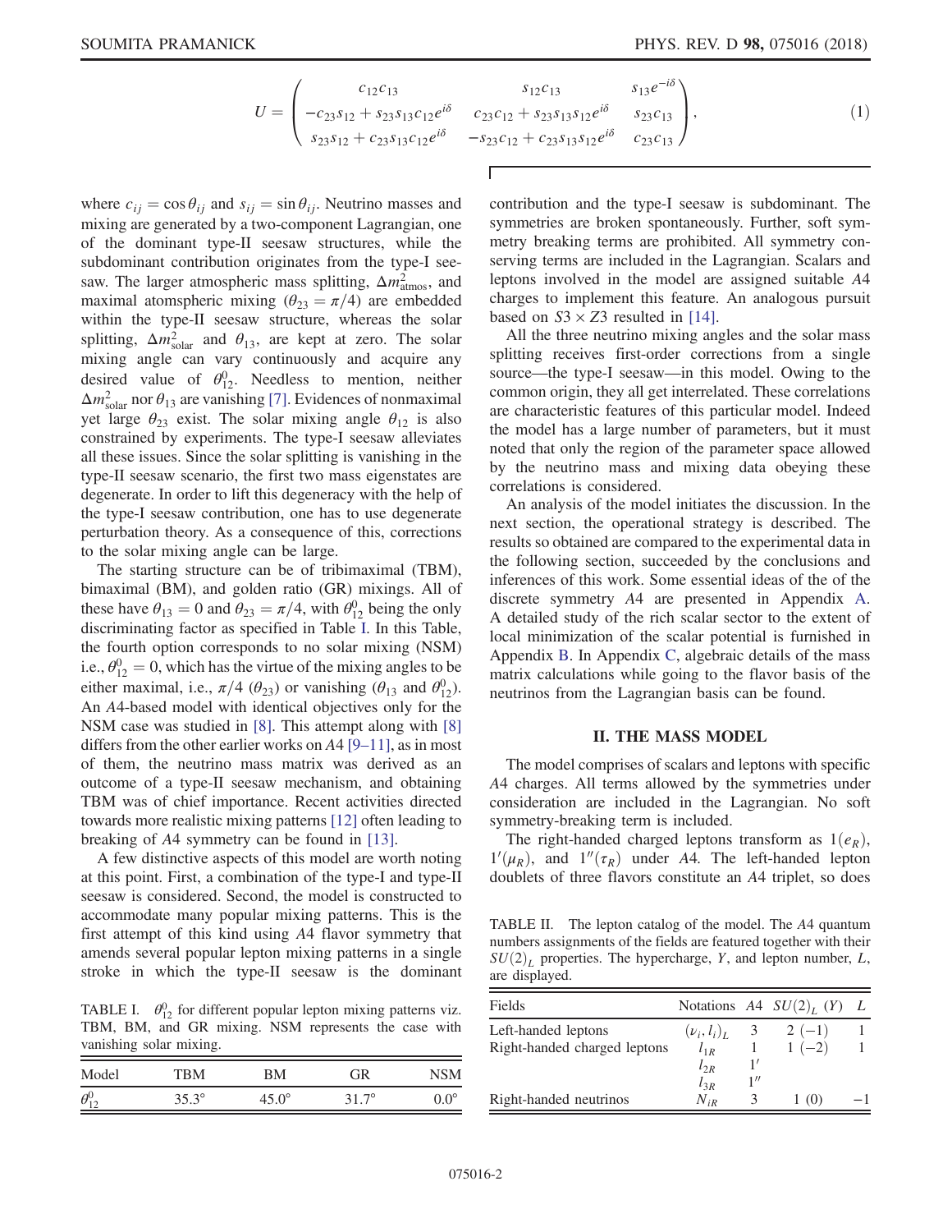$$
U = \begin{pmatrix} c_{12}c_{13} & s_{12}c_{13} & s_{13}e^{-i\delta} \\ -c_{23}s_{12} + s_{23}s_{13}c_{12}e^{i\delta} & c_{23}c_{12} + s_{23}s_{13}s_{12}e^{i\delta} & s_{23}c_{13} \\ s_{23}s_{12} + c_{23}s_{13}c_{12}e^{i\delta} & -s_{23}c_{12} + c_{23}s_{13}s_{12}e^{i\delta} & c_{23}c_{13} \end{pmatrix}, \tag{1}
$$

where $c_{ij} = \cos\theta_{ij}$ and $s_{ij} = \sin\theta_{ij}$. Neutrino masses and mixing are generated by a two-component Lagrangian, one of the dominant type-II seesaw structures, while the subdominant contribution originates from the type-I seesaw. The larger atmospheric mass splitting, $\Delta m^2_{\rm atmos}$, and maximal atomspheric mixing ($\theta_{23} = \pi/4$) are embedded within the type-II seesaw structure, whereas the solar splitting, $\Delta m^2_{\rm solar}$ and $\theta_{13}$, are kept at zero. The solar mixing angle can vary continuously and acquire any desired value of $\theta^0_{12}$. Needless to mention, neither $\Delta m^2_{\rm solar}$ nor $\theta_{13}$ are vanishing [7]. Evidences of nonmaximal yet large $\theta_{23}$ exist. The solar mixing angle $\theta_{12}$ is also constrained by experiments. The type-I seesaw alleviates all these issues. Since the solar splitting is vanishing in the type-II seesaw scenario, the first two mass eigenstates are degenerate. In order to lift this degeneracy with the help of the type-I seesaw contribution, one has to use degenerate perturbation theory. As a consequence of this, corrections to the solar mixing angle can be large.

The starting structure can be of tribimaximal (TBM), bimaximal (BM), and golden ratio (GR) mixings. All of these have $\theta_{13} = 0$ and $\theta_{23} = \pi/4$, with $\theta^0_{12}$ being the only discriminating factor as specified in Table I. In this Table, the fourth option corresponds to no solar mixing (NSM) i.e., $\theta^0_{12} = 0$, which has the virtue of the mixing angles to be either maximal, i.e., $\pi/4$ ($\theta_{23}$) or vanishing ($\theta_{13}$ and $\theta^0_{12}$). An $A4$-based model with identical objectives only for the NSM case was studied in [8]. This attempt along with [8] differs from the other earlier works on $A4$ [9–11], as in most of them, the neutrino mass matrix was derived as an outcome of a type-II seesaw mechanism, and obtaining TBM was of chief importance. Recent activities directed towards more realistic mixing patterns [12] often leading to breaking of $A4$ symmetry can be found in [13].

A few distinctive aspects of this model are worth noting at this point. First, a combination of the type-I and type-II seesaw is considered. Second, the model is constructed to accommodate many popular mixing patterns. This is the first attempt of this kind using $A4$ flavor symmetry that amends several popular lepton mixing patterns in a single stroke in which the type-II seesaw is the dominant contribution and the type-I seesaw is subdominant. The symmetries are broken spontaneously. Further, soft symmetry breaking terms are prohibited. All symmetry conserving terms are included in the Lagrangian. Scalars and leptons involved in the model are assigned suitable $A4$ charges to implement this feature. An analogous pursuit based on $S3 \times Z3$ resulted in [14].

TABLE I. $\theta^0_{12}$ for different popular lepton mixing patterns viz. TBM, BM, and GR mixing. NSM represents the case with vanishing solar mixing.

| Model | TBM | BM | GR | NSM |
|---|---|---|---|---|
| $\theta^0_{12}$ | 35.3° | 45.0° | 31.7° | 0.0° |

All the three neutrino mixing angles and the solar mass splitting receives first-order corrections from a single source—the type-I seesaw—in this model. Owing to the common origin, they all get interrelated. These correlations are characteristic features of this particular model. Indeed the model has a large number of parameters, but it must noted that only the region of the parameter space allowed by the neutrino mass and mixing data obeying these correlations is considered.

An analysis of the model initiates the discussion. In the next section, the operational strategy is described. The results so obtained are compared to the experimental data in the following section, succeeded by the conclusions and inferences of this work. Some essential ideas of the of the discrete symmetry $A4$ are presented in Appendix A. A detailed study of the rich scalar sector to the extent of local minimization of the scalar potential is furnished in Appendix B. In Appendix C, algebraic details of the mass matrix calculations while going to the flavor basis of the neutrinos from the Lagrangian basis can be found.

## II. THE MASS MODEL

The model comprises of scalars and leptons with specific $A4$ charges. All terms allowed by the symmetries under consideration are included in the Lagrangian. No soft symmetry-breaking term is included.

The right-handed charged leptons transform as $1(e_R)$, $1'(\mu_R)$, and $1''(\tau_R)$ under $A4$. The left-handed lepton doublets of three flavors constitute an $A4$ triplet, so does

TABLE II. The lepton catalog of the model. The $A4$ quantum numbers assignments of the fields are featured together with their $SU(2)_L$ properties. The hypercharge, $Y$, and lepton number, $L$, are displayed.

| Fields | Notations | $A4$ | $SU(2)_L$ $(Y)$ | $L$ |
|---|---|---|---|---|
| Left-handed leptons | $(\nu_i, l_i)_L$ | 3 | 2 $(-1)$ | 1 |
| Right-handed charged leptons | $l_{1R}$ | 1 | 1 $(-2)$ | 1 |
| | $l_{2R}$ | $1'$ | | |
| | $l_{3R}$ | $1''$ | | |
| Right-handed neutrinos | $N_{iR}$ | 3 | 1 (0) | $-1$ |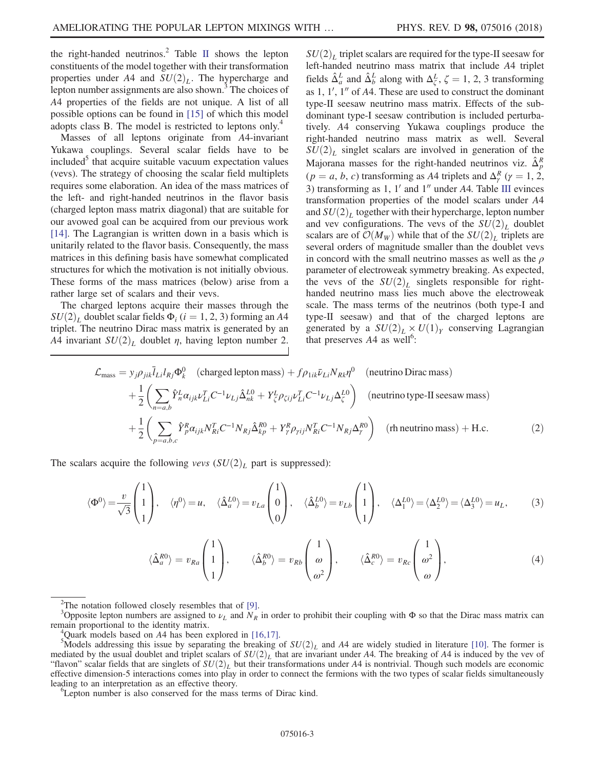the right-handed neutrinos.[2] Table II shows the lepton constituents of the model together with their transformation properties under $A4$ and $SU(2)_L$. The hypercharge and lepton number assignments are also shown.[3] The choices of $A4$ properties of the fields are not unique. A list of all possible options can be found in [15] of which this model adopts class B. The model is restricted to leptons only.[4]

Masses of all leptons originate from $A4$-invariant Yukawa couplings. Several scalar fields have to be included[5] that acquire suitable vacuum expectation values (vevs). The strategy of choosing the scalar field multiplets requires some elaboration. An idea of the mass matrices of the left- and right-handed neutrinos in the flavor basis (charged lepton mass matrix diagonal) that are suitable for our avowed goal can be acquired from our previous work [14]. The Lagrangian is written down in a basis which is unitarily related to the flavor basis. Consequently, the mass matrices in this defining basis have somewhat complicated structures for which the motivation is not initially obvious. These forms of the mass matrices (below) arise from a rather large set of scalars and their vevs.

The charged leptons acquire their masses through the $SU(2)_L$ doublet scalar fields $\Phi_i$ ($i = 1, 2, 3$) forming an $A4$ triplet. The neutrino Dirac mass matrix is generated by an $A4$ invariant $SU(2)_L$ doublet $\eta$, having lepton number 2. $SU(2)_L$ triplet scalars are required for the type-II seesaw for left-handed neutrino mass matrix that include $A4$ triplet fields $\hat{\Delta}^L_a$ and $\hat{\Delta}^L_b$ along with $\Delta^L_\zeta$, $\zeta = 1, 2, 3$ transforming as $1$, $1'$, $1''$ of $A4$. These are used to construct the dominant type-II seesaw neutrino mass matrix. Effects of the subdominant type-I seesaw contribution is included perturbatively. $A4$ conserving Yukawa couplings produce the right-handed neutrino mass matrix as well. Several $SU(2)_L$ singlet scalars are involved in generation of the Majorana masses for the right-handed neutrinos viz. $\hat{\Delta}^R_p$ ($p = a, b, c$) transforming as $A4$ triplets and $\Delta^R_\gamma$ ($\gamma = 1, 2, 3$) transforming as $1$, $1'$ and $1''$ under $A4$. Table III evinces transformation properties of the model scalars under $A4$ and $SU(2)_L$ together with their hypercharge, lepton number and vev configurations. The vevs of the $SU(2)_L$ doublet scalars are of $\mathcal{O}(M_W)$ while that of the $SU(2)_L$ triplets are several orders of magnitude smaller than the doublet vevs in concord with the small neutrino masses as well as the $\rho$ parameter of electroweak symmetry breaking. As expected, the vevs of the $SU(2)_L$ singlets responsible for right-handed neutrino mass lies much above the electroweak scale. The mass terms of the neutrinos (both type-I and type-II seesaw) and that of the charged leptons are generated by a $SU(2)_L \times U(1)_Y$ conserving Lagrangian that preserves $A4$ as well[6]:

$$
\begin{aligned}
\mathcal{L}_{\text{mass}} = {} & y_j \rho_{jik} \bar{l}_{Li} l_{Rj} \Phi^0_k \quad \text{(charged lepton mass)} + f \rho_{1ik} \bar{\nu}_{Li} N_{Rk} \eta^0 \quad \text{(neutrino Dirac mass)} \\
& + \frac{1}{2}\left( \sum_{n=a,b} \hat{Y}^L_n \alpha_{ijk} \nu^T_{Li} C^{-1} \nu_{Lj} \hat{\Delta}^{L0}_{nk} + Y^L_\zeta \rho_{\zeta ij} \nu^T_{Li} C^{-1} \nu_{Lj} \Delta^{L0}_\zeta \right) \quad \text{(neutrino type-II seesaw mass)} \\
& + \frac{1}{2}\left( \sum_{p=a,b,c} \hat{Y}^R_p \alpha_{ijk} N^T_{Ri} C^{-1} N_{Rj} \hat{\Delta}^{R0}_{kp} + Y^R_\gamma \rho_{\gamma ij} N^T_{Ri} C^{-1} N_{Rj} \Delta^{R0}_\gamma \right) \quad \text{(rh neutrino mass)} + \text{H.c.} \qquad (2)
\end{aligned}
$$

The scalars acquire the following *vevs* ($SU(2)_L$ part is suppressed):

$$
\langle \Phi^0 \rangle = \frac{v}{\sqrt{3}} \begin{pmatrix} 1 \\ 1 \\ 1 \end{pmatrix}, \quad \langle \eta^0 \rangle = u, \quad \langle \hat{\Delta}^{L0}_a \rangle = v_{La} \begin{pmatrix} 1 \\ 0 \\ 0 \end{pmatrix}, \quad \langle \hat{\Delta}^{L0}_b \rangle = v_{Lb} \begin{pmatrix} 1 \\ 1 \\ 1 \end{pmatrix}, \quad \langle \Delta^{L0}_1 \rangle = \langle \Delta^{L0}_2 \rangle = \langle \Delta^{L0}_3 \rangle = u_L, \qquad (3)
$$

$$
\langle \hat{\Delta}^{R0}_a \rangle = v_{Ra} \begin{pmatrix} 1 \\ 1 \\ 1 \end{pmatrix}, \qquad \langle \hat{\Delta}^{R0}_b \rangle = v_{Rb} \begin{pmatrix} 1 \\ \omega \\ \omega^2 \end{pmatrix}, \qquad \langle \hat{\Delta}^{R0}_c \rangle = v_{Rc} \begin{pmatrix} 1 \\ \omega^2 \\ \omega \end{pmatrix}, \qquad (4)
$$

---

[2] The notation followed closely resembles that of [9].

[3] Opposite lepton numbers are assigned to $\nu_L$ and $N_R$ in order to prohibit their coupling with $\Phi$ so that the Dirac mass matrix can remain proportional to the identity matrix.

[4] Quark models based on $A4$ has been explored in [16,17].

[5] Models addressing this issue by separating the breaking of $SU(2)_L$ and $A4$ are widely studied in literature [10]. The former is mediated by the usual doublet and triplet scalars of $SU(2)_L$ that are invariant under $A4$. The breaking of $A4$ is induced by the vev of "flavon" scalar fields that are singlets of $SU(2)_L$ but their transformations under $A4$ is nontrivial. Though such models are economic effective dimension-5 interactions comes into play in order to connect the fermions with the two types of scalar fields simultaneously leading to an interpretation as an effective theory.

[6] Lepton number is also conserved for the mass terms of Dirac kind.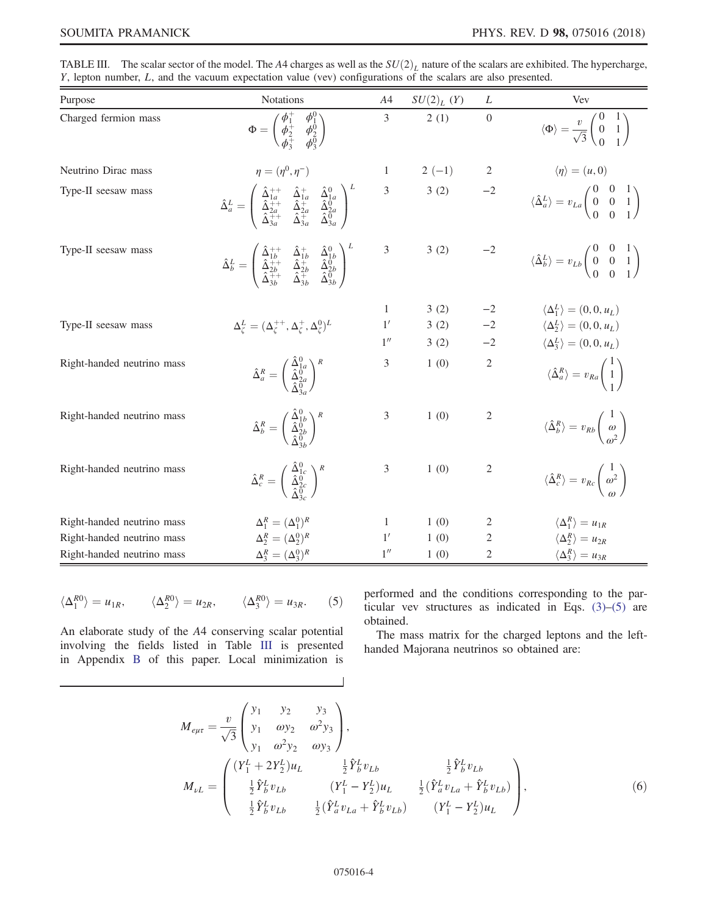TABLE III. The scalar sector of the model. The $A4$ charges as well as the $SU(2)_L$ nature of the scalars are exhibited. The hypercharge, $Y$, lepton number, $L$, and the vacuum expectation value (vev) configurations of the scalars are also presented.

| Purpose | Notations | $A4$ | $SU(2)_L$ $(Y)$ | $L$ | Vev |
|---|---|---|---|---|---|
| Charged fermion mass | $\Phi = \begin{pmatrix} \phi_1^+ & \phi_1^0 \\ \phi_2^+ & \phi_2^0 \\ \phi_3^+ & \phi_3^0 \end{pmatrix}$ | 3 | 2 (1) | 0 | $\langle\Phi\rangle = \frac{v}{\sqrt{3}}\begin{pmatrix} 0 & 1 \\ 0 & 1 \\ 0 & 1 \end{pmatrix}$ |
| Neutrino Dirac mass | $\eta = (\eta^0, \eta^-)$ | 1 | 2 (−1) | 2 | $\langle\eta\rangle = (u, 0)$ |
| Type-II seesaw mass | $\hat{\Delta}_a^L = \begin{pmatrix} \hat{\Delta}_{1a}^{++} & \hat{\Delta}_{1a}^{+} & \hat{\Delta}_{1a}^{0} \\ \hat{\Delta}_{2a}^{++} & \hat{\Delta}_{2a}^{+} & \hat{\Delta}_{2a}^{0} \\ \hat{\Delta}_{3a}^{++} & \hat{\Delta}_{3a}^{+} & \hat{\Delta}_{3a}^{0} \end{pmatrix}^L$ | 3 | 3 (2) | −2 | $\langle\hat{\Delta}_a^L\rangle = v_{La}\begin{pmatrix} 0 & 0 & 1 \\ 0 & 0 & 1 \\ 0 & 0 & 1 \end{pmatrix}$ |
| Type-II seesaw mass | $\hat{\Delta}_b^L = \begin{pmatrix} \hat{\Delta}_{1b}^{++} & \hat{\Delta}_{1b}^{+} & \hat{\Delta}_{1b}^{0} \\ \hat{\Delta}_{2b}^{++} & \hat{\Delta}_{2b}^{+} & \hat{\Delta}_{2b}^{0} \\ \hat{\Delta}_{3b}^{++} & \hat{\Delta}_{3b}^{+} & \hat{\Delta}_{3b}^{0} \end{pmatrix}^L$ | 3 | 3 (2) | −2 | $\langle\hat{\Delta}_b^L\rangle = v_{Lb}\begin{pmatrix} 0 & 0 & 1 \\ 0 & 0 & 1 \\ 0 & 0 & 1 \end{pmatrix}$ |
| | | 1 | 3 (2) | −2 | $\langle\Delta_1^L\rangle = (0, 0, u_L)$ |
| Type-II seesaw mass | $\Delta_\zeta^L = (\Delta_\zeta^{++}, \Delta_\zeta^{+}, \Delta_\zeta^{0})^L$ | $1'$ | 3 (2) | −2 | $\langle\Delta_2^L\rangle = (0, 0, u_L)$ |
| | | $1''$ | 3 (2) | −2 | $\langle\Delta_3^L\rangle = (0, 0, u_L)$ |
| Right-handed neutrino mass | $\hat{\Delta}_a^R = \begin{pmatrix} \hat{\Delta}_{1a}^{0} \\ \hat{\Delta}_{2a}^{0} \\ \hat{\Delta}_{3a}^{0} \end{pmatrix}^R$ | 3 | 1 (0) | 2 | $\langle\hat{\Delta}_a^R\rangle = v_{Ra}\begin{pmatrix} 1 \\ 1 \\ 1 \end{pmatrix}$ |
| Right-handed neutrino mass | $\hat{\Delta}_b^R = \begin{pmatrix} \hat{\Delta}_{1b}^{0} \\ \hat{\Delta}_{2b}^{0} \\ \hat{\Delta}_{3b}^{0} \end{pmatrix}^R$ | 3 | 1 (0) | 2 | $\langle\hat{\Delta}_b^R\rangle = v_{Rb}\begin{pmatrix} 1 \\ \omega \\ \omega^2 \end{pmatrix}$ |
| Right-handed neutrino mass | $\hat{\Delta}_c^R = \begin{pmatrix} \hat{\Delta}_{1c}^{0} \\ \hat{\Delta}_{2c}^{0} \\ \hat{\Delta}_{3c}^{0} \end{pmatrix}^R$ | 3 | 1 (0) | 2 | $\langle\hat{\Delta}_c^R\rangle = v_{Rc}\begin{pmatrix} 1 \\ \omega^2 \\ \omega \end{pmatrix}$ |
| Right-handed neutrino mass | $\Delta_1^R = (\Delta_1^0)^R$ | 1 | 1 (0) | 2 | $\langle\Delta_1^R\rangle = u_{1R}$ |
| Right-handed neutrino mass | $\Delta_2^R = (\Delta_2^0)^R$ | $1'$ | 1 (0) | 2 | $\langle\Delta_2^R\rangle = u_{2R}$ |
| Right-handed neutrino mass | $\Delta_3^R = (\Delta_3^0)^R$ | $1''$ | 1 (0) | 2 | $\langle\Delta_3^R\rangle = u_{3R}$ |

$$\langle\Delta_1^{R0}\rangle = u_{1R}, \qquad \langle\Delta_2^{R0}\rangle = u_{2R}, \qquad \langle\Delta_3^{R0}\rangle = u_{3R}. \tag{5}$$

An elaborate study of the $A4$ conserving scalar potential involving the fields listed in Table III is presented in Appendix B of this paper. Local minimization is performed and the conditions corresponding to the particular vev structures as indicated in Eqs. (3)–(5) are obtained.

The mass matrix for the charged leptons and the left-handed Majorana neutrinos so obtained are:

$$M_{e\mu\tau} = \frac{v}{\sqrt{3}}\begin{pmatrix} y_1 & y_2 & y_3 \\ y_1 & \omega y_2 & \omega^2 y_3 \\ y_1 & \omega^2 y_2 & \omega y_3 \end{pmatrix},$$

$$M_{\nu L} = \begin{pmatrix} (Y_1^L + 2Y_2^L)u_L & \frac{1}{2}\hat{Y}_b^L v_{Lb} & \frac{1}{2}\hat{Y}_b^L v_{Lb} \\ \frac{1}{2}\hat{Y}_b^L v_{Lb} & (Y_1^L - Y_2^L)u_L & \frac{1}{2}(\hat{Y}_a^L v_{La} + \hat{Y}_b^L v_{Lb}) \\ \frac{1}{2}\hat{Y}_b^L v_{Lb} & \frac{1}{2}(\hat{Y}_a^L v_{La} + \hat{Y}_b^L v_{Lb}) & (Y_1^L - Y_2^L)u_L \end{pmatrix}, \tag{6}$$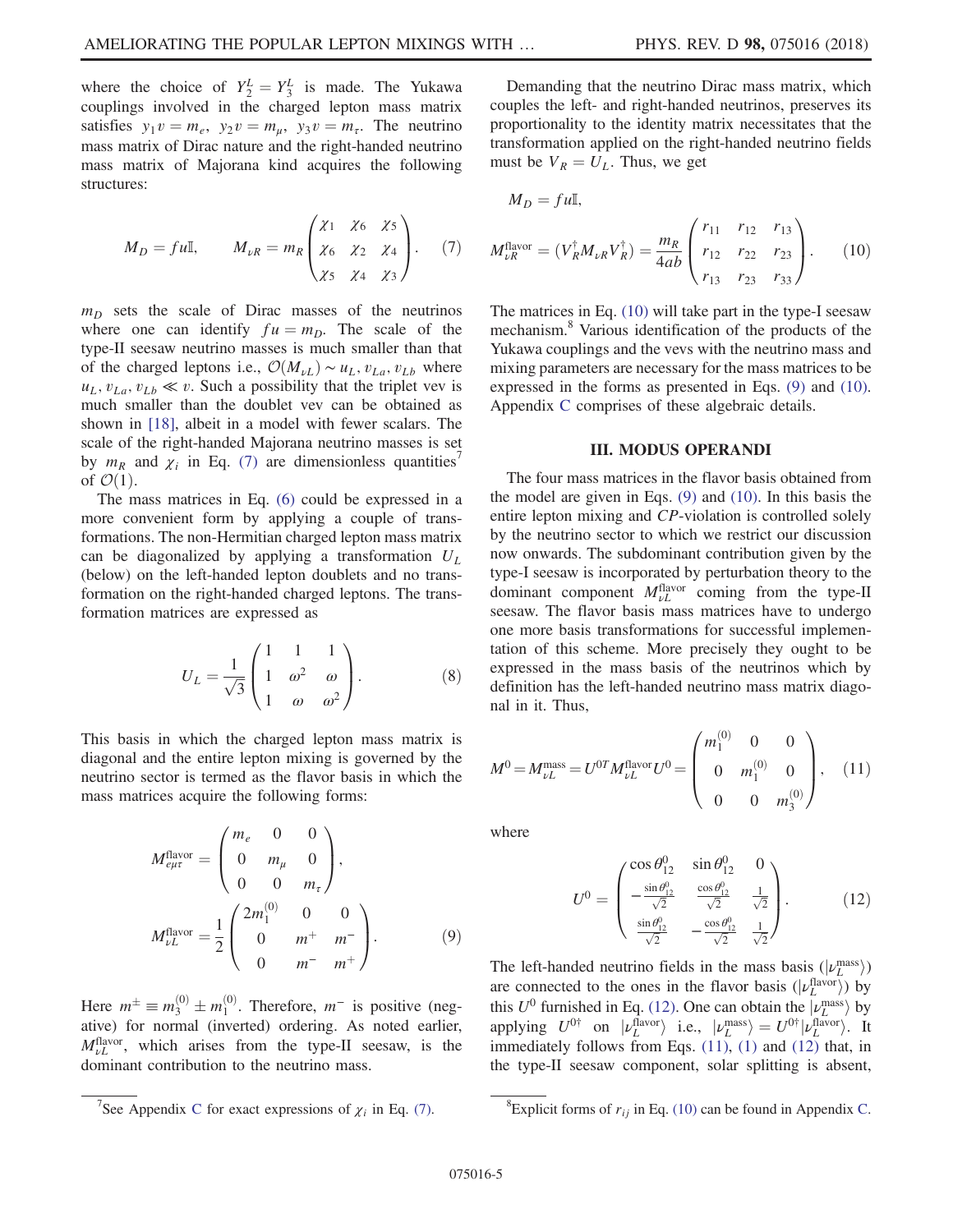where the choice of $Y_2^L = Y_3^L$ is made. The Yukawa couplings involved in the charged lepton mass matrix satisfies $y_1 v = m_e,\ y_2 v = m_\mu,\ y_3 v = m_\tau$. The neutrino mass matrix of Dirac nature and the right-handed neutrino mass matrix of Majorana kind acquires the following structures:

$$M_D = fu\mathbb{I}, \qquad M_{\nu R} = m_R \begin{pmatrix} \chi_1 & \chi_6 & \chi_5 \\ \chi_6 & \chi_2 & \chi_4 \\ \chi_5 & \chi_4 & \chi_3 \end{pmatrix}. \tag{7}$$

$m_D$ sets the scale of Dirac masses of the neutrinos where one can identify $fu = m_D$. The scale of the type-II seesaw neutrino masses is much smaller than that of the charged leptons i.e., $\mathcal{O}(M_{\nu L}) \sim u_L, v_{La}, v_{Lb}$ where $u_L, v_{La}, v_{Lb} \ll v$. Such a possibility that the triplet vev is much smaller than the doublet vev can be obtained as shown in [18], albeit in a model with fewer scalars. The scale of the right-handed Majorana neutrino masses is set by $m_R$ and $\chi_i$ in Eq. (7) are dimensionless quantities[7] of $\mathcal{O}(1)$.

The mass matrices in Eq. (6) could be expressed in a more convenient form by applying a couple of transformations. The non-Hermitian charged lepton mass matrix can be diagonalized by applying a transformation $U_L$ (below) on the left-handed lepton doublets and no transformation on the right-handed charged leptons. The transformation matrices are expressed as

$$U_L = \frac{1}{\sqrt{3}} \begin{pmatrix} 1 & 1 & 1 \\ 1 & \omega^2 & \omega \\ 1 & \omega & \omega^2 \end{pmatrix}. \tag{8}$$

This basis in which the charged lepton mass matrix is diagonal and the entire lepton mixing is governed by the neutrino sector is termed as the flavor basis in which the mass matrices acquire the following forms:

$$M_{e\mu\tau}^{\rm flavor} = \begin{pmatrix} m_e & 0 & 0 \\ 0 & m_\mu & 0 \\ 0 & 0 & m_\tau \end{pmatrix},$$

$$M_{\nu L}^{\rm flavor} = \frac{1}{2} \begin{pmatrix} 2m_1^{(0)} & 0 & 0 \\ 0 & m^+ & m^- \\ 0 & m^- & m^+ \end{pmatrix}. \tag{9}$$

Here $m^\pm \equiv m_3^{(0)} \pm m_1^{(0)}$. Therefore, $m^-$ is positive (negative) for normal (inverted) ordering. As noted earlier, $M_{\nu L}^{\rm flavor}$, which arises from the type-II seesaw, is the dominant contribution to the neutrino mass.

Demanding that the neutrino Dirac mass matrix, which couples the left- and right-handed neutrinos, preserves its proportionality to the identity matrix necessitates that the transformation applied on the right-handed neutrino fields must be $V_R = U_L$. Thus, we get

$$M_D = fu\mathbb{I},$$

$$M_{\nu R}^{\rm flavor} = (V_R^\dagger M_{\nu R} V_R^\dagger) = \frac{m_R}{4ab} \begin{pmatrix} r_{11} & r_{12} & r_{13} \\ r_{12} & r_{22} & r_{23} \\ r_{13} & r_{23} & r_{33} \end{pmatrix}. \tag{10}$$

The matrices in Eq. (10) will take part in the type-I seesaw mechanism.[8] Various identification of the products of the Yukawa couplings and the vevs with the neutrino mass and mixing parameters are necessary for the mass matrices to be expressed in the forms as presented in Eqs. (9) and (10). Appendix C comprises of these algebraic details.

## III. MODUS OPERANDI

The four mass matrices in the flavor basis obtained from the model are given in Eqs. (9) and (10). In this basis the entire lepton mixing and $CP$-violation is controlled solely by the neutrino sector to which we restrict our discussion now onwards. The subdominant contribution given by the type-I seesaw is incorporated by perturbation theory to the dominant component $M_{\nu L}^{\rm flavor}$ coming from the type-II seesaw. The flavor basis mass matrices have to undergo one more basis transformations for successful implementation of this scheme. More precisely they ought to be expressed in the mass basis of the neutrinos which by definition has the left-handed neutrino mass matrix diagonal in it. Thus,

$$M^0 = M_{\nu L}^{\rm mass} = U^{0T} M_{\nu L}^{\rm flavor} U^0 = \begin{pmatrix} m_1^{(0)} & 0 & 0 \\ 0 & m_1^{(0)} & 0 \\ 0 & 0 & m_3^{(0)} \end{pmatrix}, \tag{11}$$

where

$$U^0 = \begin{pmatrix} \cos\theta_{12}^0 & \sin\theta_{12}^0 & 0 \\ -\frac{\sin\theta_{12}^0}{\sqrt{2}} & \frac{\cos\theta_{12}^0}{\sqrt{2}} & \frac{1}{\sqrt{2}} \\ \frac{\sin\theta_{12}^0}{\sqrt{2}} & -\frac{\cos\theta_{12}^0}{\sqrt{2}} & \frac{1}{\sqrt{2}} \end{pmatrix}. \tag{12}$$

The left-handed neutrino fields in the mass basis ($|\nu_L^{\rm mass}\rangle$) are connected to the ones in the flavor basis ($|\nu_L^{\rm flavor}\rangle$) by this $U^0$ furnished in Eq. (12). One can obtain the $|\nu_L^{\rm mass}\rangle$ by applying $U^{0\dagger}$ on $|\nu_L^{\rm flavor}\rangle$ i.e., $|\nu_L^{\rm mass}\rangle = U^{0\dagger}|\nu_L^{\rm flavor}\rangle$. It immediately follows from Eqs. (11), (1) and (12) that, in the type-II seesaw component, solar splitting is absent,

[7] See Appendix C for exact expressions of $\chi_i$ in Eq. (7).

[8] Explicit forms of $r_{ij}$ in Eq. (10) can be found in Appendix C.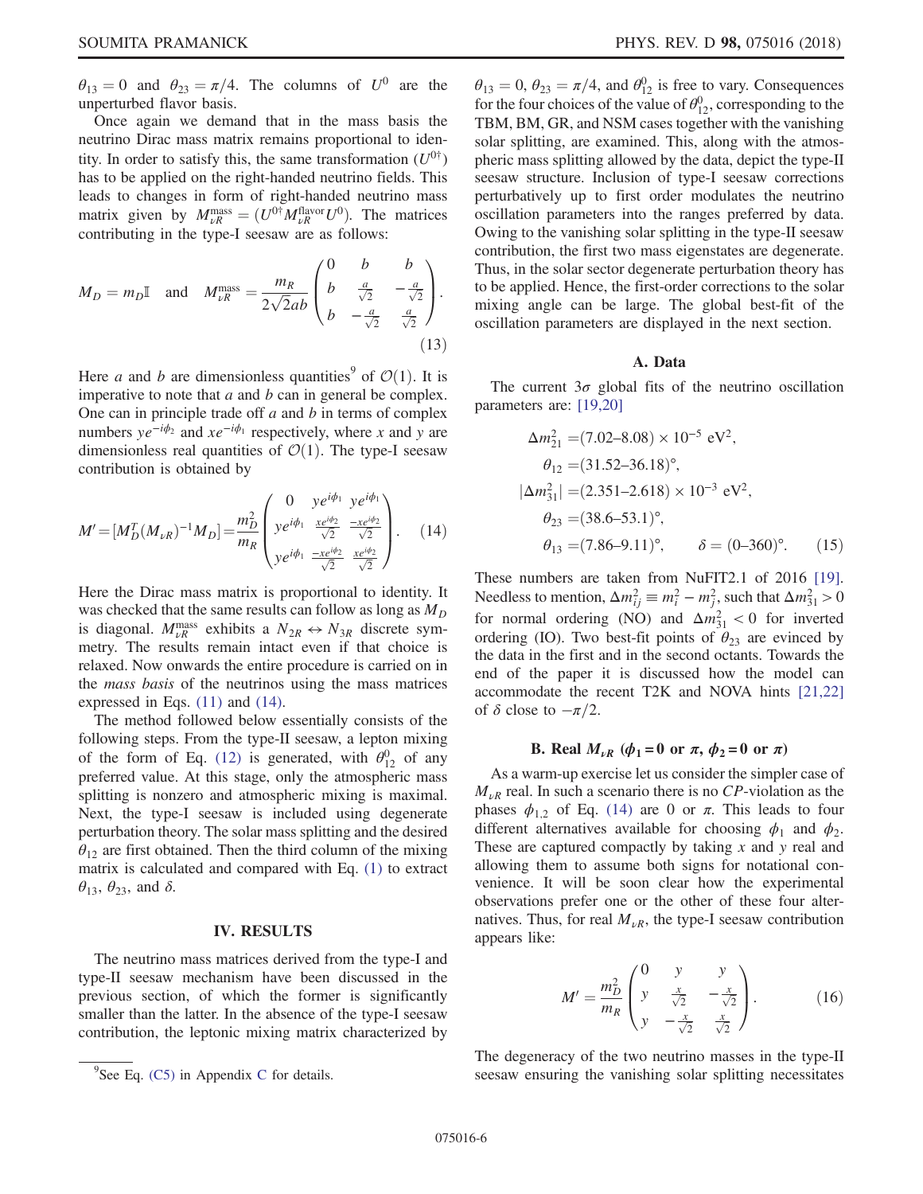$\theta_{13} = 0$ and $\theta_{23} = \pi/4$. The columns of $U^0$ are the unperturbed flavor basis.

Once again we demand that in the mass basis the neutrino Dirac mass matrix remains proportional to identity. In order to satisfy this, the same transformation ($U^{0\dagger}$) has to be applied on the right-handed neutrino fields. This leads to changes in form of right-handed neutrino mass matrix given by $M_{\nu R}^{\rm mass} = (U^{0\dagger} M_{\nu R}^{\rm flavor} U^0)$. The matrices contributing in the type-I seesaw are as follows:

$$M_D = m_D \mathbb{I} \quad \text{and} \quad M_{\nu R}^{\rm mass} = \frac{m_R}{2\sqrt{2}ab} \begin{pmatrix} 0 & b & b \\ b & \frac{a}{\sqrt{2}} & -\frac{a}{\sqrt{2}} \\ b & -\frac{a}{\sqrt{2}} & \frac{a}{\sqrt{2}} \end{pmatrix}. \tag{13}$$

Here $a$ and $b$ are dimensionless quantities[9] of $\mathcal{O}(1)$. It is imperative to note that $a$ and $b$ can in general be complex. One can in principle trade off $a$ and $b$ in terms of complex numbers $ye^{-i\phi_2}$ and $xe^{-i\phi_1}$ respectively, where $x$ and $y$ are dimensionless real quantities of $\mathcal{O}(1)$. The type-I seesaw contribution is obtained by

$$M' = [M_D^T (M_{\nu R})^{-1} M_D] = \frac{m_D^2}{m_R} \begin{pmatrix} 0 & ye^{i\phi_1} & ye^{i\phi_1} \\ ye^{i\phi_1} & \frac{xe^{i\phi_2}}{\sqrt{2}} & \frac{-xe^{i\phi_2}}{\sqrt{2}} \\ ye^{i\phi_1} & \frac{-xe^{i\phi_2}}{\sqrt{2}} & \frac{xe^{i\phi_2}}{\sqrt{2}} \end{pmatrix}. \tag{14}$$

Here the Dirac mass matrix is proportional to identity. It was checked that the same results can follow as long as $M_D$ is diagonal. $M_{\nu R}^{\rm mass}$ exhibits a $N_{2R} \leftrightarrow N_{3R}$ discrete symmetry. The results remain intact even if that choice is relaxed. Now onwards the entire procedure is carried on in the *mass basis* of the neutrinos using the mass matrices expressed in Eqs. (11) and (14).

The method followed below essentially consists of the following steps. From the type-II seesaw, a lepton mixing of the form of Eq. (12) is generated, with $\theta_{12}^0$ of any preferred value. At this stage, only the atmospheric mass splitting is nonzero and atmospheric mixing is maximal. Next, the type-I seesaw is included using degenerate perturbation theory. The solar mass splitting and the desired $\theta_{12}$ are first obtained. Then the third column of the mixing matrix is calculated and compared with Eq. (1) to extract $\theta_{13}$, $\theta_{23}$, and $\delta$.

## IV. RESULTS

The neutrino mass matrices derived from the type-I and type-II seesaw mechanism have been discussed in the previous section, of which the former is significantly smaller than the latter. In the absence of the type-I seesaw contribution, the leptonic mixing matrix characterized by $\theta_{13} = 0$, $\theta_{23} = \pi/4$, and $\theta_{12}^0$ is free to vary. Consequences for the four choices of the value of $\theta_{12}^0$, corresponding to the TBM, BM, GR, and NSM cases together with the vanishing solar splitting, are examined. This, along with the atmospheric mass splitting allowed by the data, depict the type-II seesaw structure. Inclusion of type-I seesaw corrections perturbatively up to first order modulates the neutrino oscillation parameters into the ranges preferred by data. Owing to the vanishing solar splitting in the type-II seesaw contribution, the first two mass eigenstates are degenerate. Thus, in the solar sector degenerate perturbation theory has to be applied. Hence, the first-order corrections to the solar mixing angle can be large. The global best-fit of the oscillation parameters are displayed in the next section.

### A. Data

The current $3\sigma$ global fits of the neutrino oscillation parameters are: [19,20]

$$\begin{aligned}
\Delta m_{21}^2 &= (7.02\text{–}8.08) \times 10^{-5}\ \text{eV}^2, \\
\theta_{12} &= (31.52\text{–}36.18)^\circ, \\
|\Delta m_{31}^2| &= (2.351\text{–}2.618) \times 10^{-3}\ \text{eV}^2, \\
\theta_{23} &= (38.6\text{–}53.1)^\circ, \\
\theta_{13} &= (7.86\text{–}9.11)^\circ, \qquad \delta = (0\text{–}360)^\circ.
\end{aligned} \tag{15}$$

These numbers are taken from NuFIT2.1 of 2016 [19]. Needless to mention, $\Delta m_{ij}^2 \equiv m_i^2 - m_j^2$, such that $\Delta m_{31}^2 > 0$ for normal ordering (NO) and $\Delta m_{31}^2 < 0$ for inverted ordering (IO). Two best-fit points of $\theta_{23}$ are evinced by the data in the first and in the second octants. Towards the end of the paper it is discussed how the model can accommodate the recent T2K and NOVA hints [21,22] of $\delta$ close to $-\pi/2$.

### B. Real $M_{\nu R}$ ($\phi_1 = 0$ or $\pi$, $\phi_2 = 0$ or $\pi$)

As a warm-up exercise let us consider the simpler case of $M_{\nu R}$ real. In such a scenario there is no $CP$-violation as the phases $\phi_{1,2}$ of Eq. (14) are 0 or $\pi$. This leads to four different alternatives available for choosing $\phi_1$ and $\phi_2$. These are captured compactly by taking $x$ and $y$ real and allowing them to assume both signs for notational convenience. It will be soon clear how the experimental observations prefer one or the other of these four alternatives. Thus, for real $M_{\nu R}$, the type-I seesaw contribution appears like:

$$M' = \frac{m_D^2}{m_R} \begin{pmatrix} 0 & y & y \\ y & \frac{x}{\sqrt{2}} & -\frac{x}{\sqrt{2}} \\ y & -\frac{x}{\sqrt{2}} & \frac{x}{\sqrt{2}} \end{pmatrix}. \tag{16}$$

The degeneracy of the two neutrino masses in the type-II seesaw ensuring the vanishing solar splitting necessitates

---

[9] See Eq. (C5) in Appendix C for details.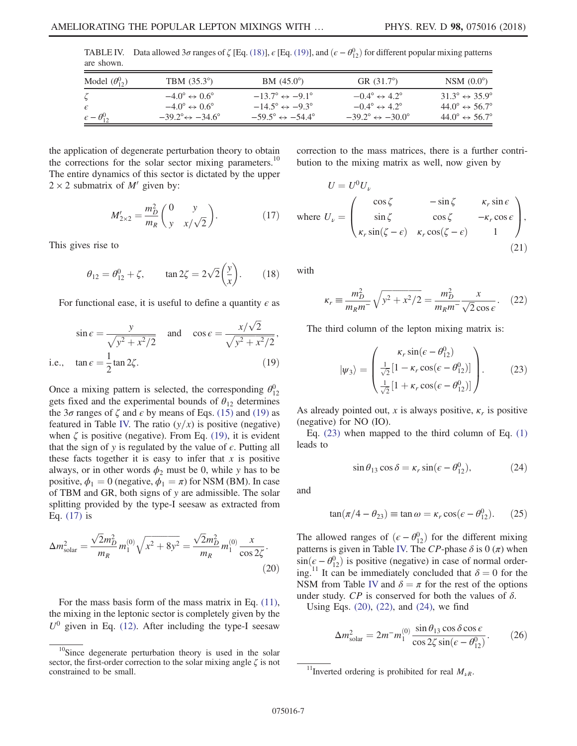TABLE IV. Data allowed $3\sigma$ ranges of $\zeta$ [Eq. (18)], $\epsilon$ [Eq. (19)], and $(\epsilon - \theta_{12}^0)$ for different popular mixing patterns are shown.

| Model ($\theta_{12}^0$) | TBM (35.3°) | BM (45.0°) | GR (31.7°) | NSM (0.0°) |
|---|---|---|---|---|
| $\zeta$ | $-4.0° \leftrightarrow 0.6°$ | $-13.7° \leftrightarrow -9.1°$ | $-0.4° \leftrightarrow 4.2°$ | $31.3° \leftrightarrow 35.9°$ |
| $\epsilon$ | $-4.0° \leftrightarrow 0.6°$ | $-14.5° \leftrightarrow -9.3°$ | $-0.4° \leftrightarrow 4.2°$ | $44.0° \leftrightarrow 56.7°$ |
| $\epsilon - \theta_{12}^0$ | $-39.2° \leftrightarrow -34.6°$ | $-59.5° \leftrightarrow -54.4°$ | $-39.2° \leftrightarrow -30.0°$ | $44.0° \leftrightarrow 56.7°$ |

the application of degenerate perturbation theory to obtain the corrections for the solar sector mixing parameters.[10] The entire dynamics of this sector is dictated by the upper $2 \times 2$ submatrix of $M'$ given by:

$$M'_{2\times 2} = \frac{m_D^2}{m_R}\begin{pmatrix} 0 & y \\ y & x/\sqrt{2} \end{pmatrix}. \tag{17}$$

This gives rise to

$$\theta_{12} = \theta_{12}^0 + \zeta, \qquad \tan 2\zeta = 2\sqrt{2}\left(\frac{y}{x}\right). \tag{18}$$

For functional ease, it is useful to define a quantity $\epsilon$ as

$$\sin\epsilon = \frac{y}{\sqrt{y^2 + x^2/2}} \quad \text{and} \quad \cos\epsilon = \frac{x/\sqrt{2}}{\sqrt{y^2 + x^2/2}},$$
$$\text{i.e.,} \quad \tan\epsilon = \frac{1}{2}\tan 2\zeta. \tag{19}$$

Once a mixing pattern is selected, the corresponding $\theta_{12}^0$ gets fixed and the experimental bounds of $\theta_{12}$ determines the $3\sigma$ ranges of $\zeta$ and $\epsilon$ by means of Eqs. (15) and (19) as featured in Table IV. The ratio $(y/x)$ is positive (negative) when $\zeta$ is positive (negative). From Eq. (19), it is evident that the sign of $y$ is regulated by the value of $\epsilon$. Putting all these facts together it is easy to infer that $x$ is positive always, or in other words $\phi_2$ must be 0, while $y$ has to be positive, $\phi_1 = 0$ (negative, $\phi_1 = \pi$) for NSM (BM). In case of TBM and GR, both signs of $y$ are admissible. The solar splitting provided by the type-I seesaw as extracted from Eq. (17) is

$$\Delta m^2_{\text{solar}} = \frac{\sqrt{2}m_D^2}{m_R} m_1^{(0)}\sqrt{x^2 + 8y^2} = \frac{\sqrt{2}m_D^2}{m_R} m_1^{(0)}\frac{x}{\cos 2\zeta}. \tag{20}$$

For the mass basis form of the mass matrix in Eq. (11), the mixing in the leptonic sector is completely given by the $U^0$ given in Eq. (12). After including the type-I seesaw correction to the mass matrices, there is a further contribution to the mixing matrix as well, now given by

$$U = U^0 U_\nu$$
$$\text{where } U_\nu = \begin{pmatrix} \cos\zeta & -\sin\zeta & \kappa_r \sin\epsilon \\ \sin\zeta & \cos\zeta & -\kappa_r\cos\epsilon \\ \kappa_r\sin(\zeta - \epsilon) & \kappa_r\cos(\zeta - \epsilon) & 1 \end{pmatrix}, \tag{21}$$

with

$$\kappa_r \equiv \frac{m_D^2}{m_R m^-}\sqrt{y^2 + x^2/2} = \frac{m_D^2}{m_R m^-}\frac{x}{\sqrt{2}\cos\epsilon}. \tag{22}$$

The third column of the lepton mixing matrix is:

$$|\psi_3\rangle = \begin{pmatrix} \kappa_r \sin(\epsilon - \theta_{12}^0) \\ \frac{1}{\sqrt{2}}[1 - \kappa_r\cos(\epsilon - \theta_{12}^0)] \\ \frac{1}{\sqrt{2}}[1 + \kappa_r\cos(\epsilon - \theta_{12}^0)] \end{pmatrix}. \tag{23}$$

As already pointed out, $x$ is always positive, $\kappa_r$ is positive (negative) for NO (IO).

Eq. (23) when mapped to the third column of Eq. (1) leads to

$$\sin\theta_{13}\cos\delta = \kappa_r \sin(\epsilon - \theta_{12}^0), \tag{24}$$

and

$$\tan(\pi/4 - \theta_{23}) \equiv \tan\omega = \kappa_r\cos(\epsilon - \theta_{12}^0). \tag{25}$$

The allowed ranges of $(\epsilon - \theta_{12}^0)$ for the different mixing patterns is given in Table IV. The $CP$-phase $\delta$ is 0 ($\pi$) when $\sin(\epsilon - \theta_{12}^0)$ is positive (negative) in case of normal ordering.[11] It can be immediately concluded that $\delta = 0$ for the NSM from Table IV and $\delta = \pi$ for the rest of the options under study. $CP$ is conserved for both the values of $\delta$.

Using Eqs. (20), (22), and (24), we find

$$\Delta m^2_{\text{solar}} = 2m^- m_1^{(0)}\frac{\sin\theta_{13}\cos\delta\cos\epsilon}{\cos 2\zeta\sin(\epsilon - \theta_{12}^0)}. \tag{26}$$

---

[10] Since degenerate perturbation theory is used in the solar sector, the first-order correction to the solar mixing angle $\zeta$ is not constrained to be small.

[11] Inverted ordering is prohibited for real $M_{\nu R}$.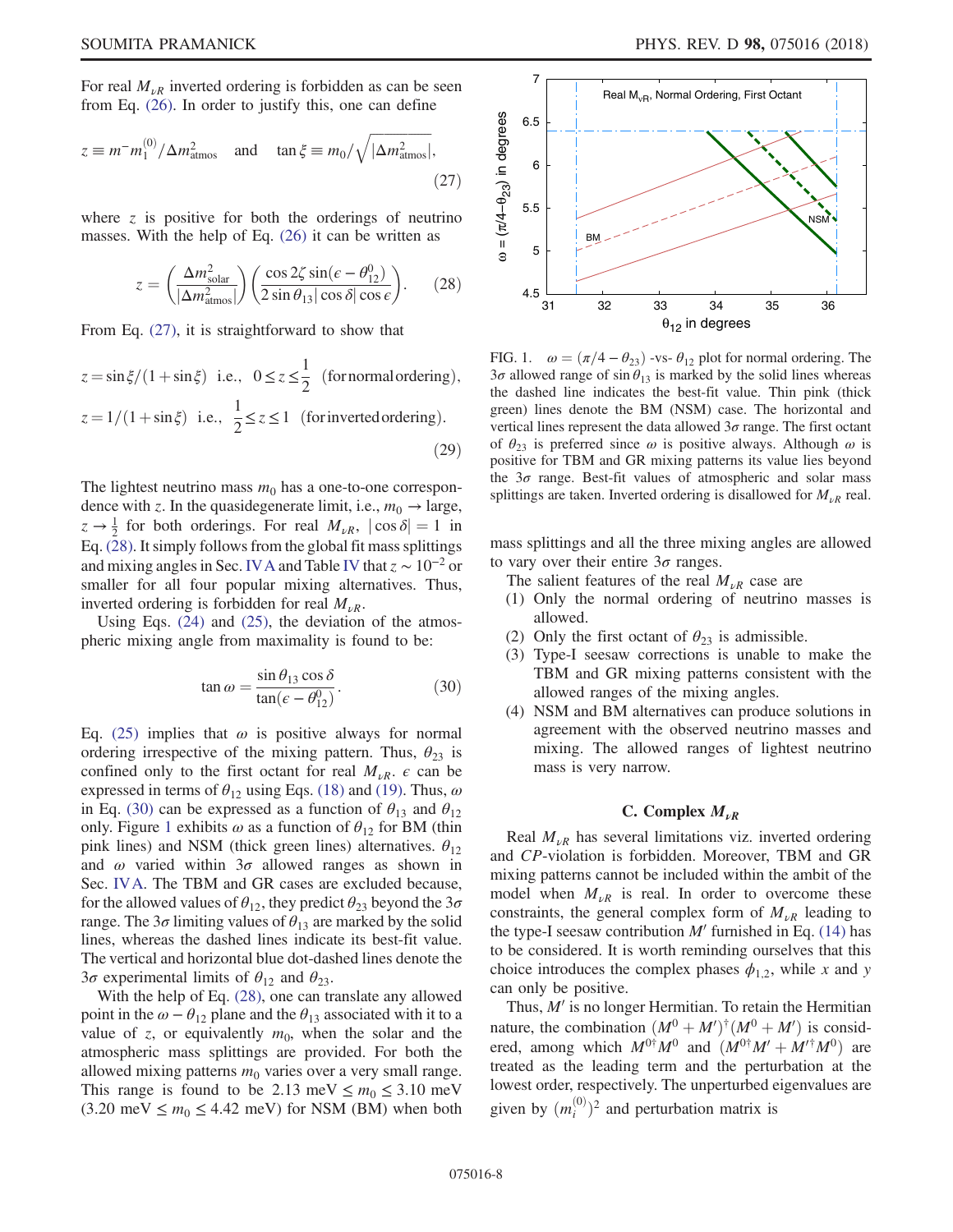For real $M_{\nu R}$ inverted ordering is forbidden as can be seen from Eq. (26). In order to justify this, one can define

$$z \equiv m^{-} m_1^{(0)}/\Delta m^2_{\rm atmos} \quad \text{and} \quad \tan\xi \equiv m_0/\sqrt{|\Delta m^2_{\rm atmos}|}, \tag{27}$$

where $z$ is positive for both the orderings of neutrino masses. With the help of Eq. (26) it can be written as

$$z = \left(\frac{\Delta m^2_{\rm solar}}{|\Delta m^2_{\rm atmos}|}\right)\left(\frac{\cos 2\zeta \sin(\epsilon - \theta_{12}^0)}{2\sin\theta_{13}|\cos\delta|\cos\epsilon}\right). \tag{28}$$

From Eq. (27), it is straightforward to show that

$$z = \sin\xi/(1+\sin\xi) \;\; \text{i.e.,} \;\; 0 \le z \le \frac{1}{2} \;\; (\text{for normal ordering}),$$
$$z = 1/(1+\sin\xi) \;\; \text{i.e.,} \;\; \frac{1}{2} \le z \le 1 \;\; (\text{for inverted ordering}). \tag{29}$$

The lightest neutrino mass $m_0$ has a one-to-one correspondence with $z$. In the quasidegenerate limit, i.e., $m_0 \to$ large, $z \to \frac{1}{2}$ for both orderings. For real $M_{\nu R}$, $|\cos\delta| = 1$ in Eq. (28). It simply follows from the global fit mass splittings and mixing angles in Sec. IV A and Table IV that $z \sim 10^{-2}$ or smaller for all four popular mixing alternatives. Thus, inverted ordering is forbidden for real $M_{\nu R}$.

Using Eqs. (24) and (25), the deviation of the atmospheric mixing angle from maximality is found to be:

$$\tan\omega = \frac{\sin\theta_{13}\cos\delta}{\tan(\epsilon - \theta_{12}^0)}. \tag{30}$$

Eq. (25) implies that $\omega$ is positive always for normal ordering irrespective of the mixing pattern. Thus, $\theta_{23}$ is confined only to the first octant for real $M_{\nu R}$. $\epsilon$ can be expressed in terms of $\theta_{12}$ using Eqs. (18) and (19). Thus, $\omega$ in Eq. (30) can be expressed as a function of $\theta_{13}$ and $\theta_{12}$ only. Figure 1 exhibits $\omega$ as a function of $\theta_{12}$ for BM (thin pink lines) and NSM (thick green lines) alternatives. $\theta_{12}$ and $\omega$ varied within $3\sigma$ allowed ranges as shown in Sec. IV A. The TBM and GR cases are excluded because, for the allowed values of $\theta_{12}$, they predict $\theta_{23}$ beyond the $3\sigma$ range. The $3\sigma$ limiting values of $\theta_{13}$ are marked by the solid lines, whereas the dashed lines indicate its best-fit value. The vertical and horizontal blue dot-dashed lines denote the $3\sigma$ experimental limits of $\theta_{12}$ and $\theta_{23}$.

With the help of Eq. (28), one can translate any allowed point in the $\omega - \theta_{12}$ plane and the $\theta_{13}$ associated with it to a value of $z$, or equivalently $m_0$, when the solar and the atmospheric mass splittings are provided. For both the allowed mixing patterns $m_0$ varies over a very small range. This range is found to be 2.13 meV $\le m_0 \le$ 3.10 meV (3.20 meV $\le m_0 \le$ 4.42 meV) for NSM (BM) when both mass splittings and all the three mixing angles are allowed to vary over their entire $3\sigma$ ranges.

FIG. 1. $\omega = (\pi/4 - \theta_{23})$ -vs- $\theta_{12}$ plot for normal ordering. The $3\sigma$ allowed range of $\sin\theta_{13}$ is marked by the solid lines whereas the dashed line indicates the best-fit value. Thin pink (thick green) lines denote the BM (NSM) case. The horizontal and vertical lines represent the data allowed $3\sigma$ range. The first octant of $\theta_{23}$ is preferred since $\omega$ is positive always. Although $\omega$ is positive for TBM and GR mixing patterns its value lies beyond the $3\sigma$ range. Best-fit values of atmospheric and solar mass splittings are taken. Inverted ordering is disallowed for $M_{\nu R}$ real.

The salient features of the real $M_{\nu R}$ case are

1. Only the normal ordering of neutrino masses is allowed.
2. Only the first octant of $\theta_{23}$ is admissible.
3. Type-I seesaw corrections is unable to make the TBM and GR mixing patterns consistent with the allowed ranges of the mixing angles.
4. NSM and BM alternatives can produce solutions in agreement with the observed neutrino masses and mixing. The allowed ranges of lightest neutrino mass is very narrow.

### C. Complex $M_{\nu R}$

Real $M_{\nu R}$ has several limitations viz. inverted ordering and $CP$-violation is forbidden. Moreover, TBM and GR mixing patterns cannot be included within the ambit of the model when $M_{\nu R}$ is real. In order to overcome these constraints, the general complex form of $M_{\nu R}$ leading to the type-I seesaw contribution $M'$ furnished in Eq. (14) has to be considered. It is worth reminding ourselves that this choice introduces the complex phases $\phi_{1,2}$, while $x$ and $y$ can only be positive.

Thus, $M'$ is no longer Hermitian. To retain the Hermitian nature, the combination $(M^0 + M')^\dagger(M^0 + M')$ is considered, among which $M^{0\dagger}M^0$ and $(M^{0\dagger}M' + M'^\dagger M^0)$ are treated as the leading term and the perturbation at the lowest order, respectively. The unperturbed eigenvalues are given by $(m_i^{(0)})^2$ and perturbation matrix is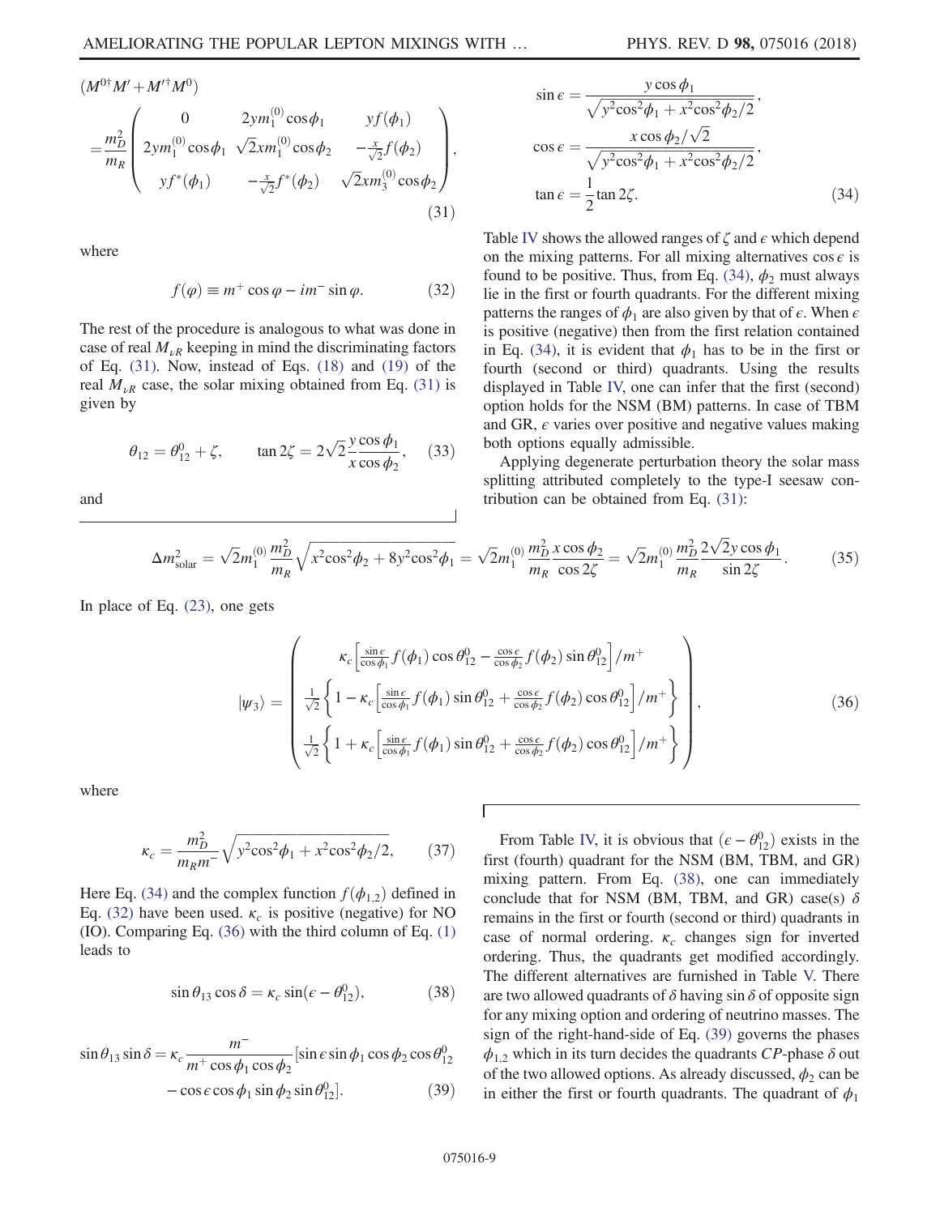$$
(M^{0\dagger}M' + M'^{\dagger}M^0) = \frac{m_D^2}{m_R}\begin{pmatrix} 0 & 2ym_1^{(0)}\cos\phi_1 & yf(\phi_1) \\ 2ym_1^{(0)}\cos\phi_1 & \sqrt{2}xm_1^{(0)}\cos\phi_2 & -\frac{x}{\sqrt{2}}f(\phi_2) \\ yf^*(\phi_1) & -\frac{x}{\sqrt{2}}f^*(\phi_2) & \sqrt{2}xm_3^{(0)}\cos\phi_2 \end{pmatrix}, \tag{31}
$$

where

$$
f(\varphi) \equiv m^+\cos\varphi - im^-\sin\varphi. \tag{32}
$$

The rest of the procedure is analogous to what was done in case of real $M_{\nu R}$ keeping in mind the discriminating factors of Eq. (31). Now, instead of Eqs. (18) and (19) of the real $M_{\nu R}$ case, the solar mixing obtained from Eq. (31) is given by

$$
\theta_{12} = \theta_{12}^0 + \zeta, \qquad \tan 2\zeta = 2\sqrt{2}\frac{y\cos\phi_1}{x\cos\phi_2}, \tag{33}
$$

and

$$
\sin\epsilon = \frac{y\cos\phi_1}{\sqrt{y^2\cos^2\phi_1 + x^2\cos^2\phi_2/2}},
$$

$$
\cos\epsilon = \frac{x\cos\phi_2/\sqrt{2}}{\sqrt{y^2\cos^2\phi_1 + x^2\cos^2\phi_2/2}},
$$

$$
\tan\epsilon = \frac{1}{2}\tan 2\zeta. \tag{34}
$$

Table IV shows the allowed ranges of $\zeta$ and $\epsilon$ which depend on the mixing patterns. For all mixing alternatives $\cos\epsilon$ is found to be positive. Thus, from Eq. (34), $\phi_2$ must always lie in the first or fourth quadrants. For the different mixing patterns the ranges of $\phi_1$ are also given by that of $\epsilon$. When $\epsilon$ is positive (negative) then from the first relation contained in Eq. (34), it is evident that $\phi_1$ has to be in the first or fourth (second or third) quadrants. Using the results displayed in Table IV, one can infer that the first (second) option holds for the NSM (BM) patterns. In case of TBM and GR, $\epsilon$ varies over positive and negative values making both options equally admissible.

Applying degenerate perturbation theory the solar mass splitting attributed completely to the type-I seesaw contribution can be obtained from Eq. (31):

$$
\Delta m_{\rm solar}^2 = \sqrt{2}m_1^{(0)}\frac{m_D^2}{m_R}\sqrt{x^2\cos^2\phi_2 + 8y^2\cos^2\phi_1} = \sqrt{2}m_1^{(0)}\frac{m_D^2}{m_R}\frac{x\cos\phi_2}{\cos 2\zeta} = \sqrt{2}m_1^{(0)}\frac{m_D^2}{m_R}\frac{2\sqrt{2}y\cos\phi_1}{\sin 2\zeta}. \tag{35}
$$

In place of Eq. (23), one gets

$$
|\psi_3\rangle = \begin{pmatrix} \kappa_c\left[\frac{\sin\epsilon}{\cos\phi_1}f(\phi_1)\cos\theta_{12}^0 - \frac{\cos\epsilon}{\cos\phi_2}f(\phi_2)\sin\theta_{12}^0\right]/m^+ \\ \frac{1}{\sqrt{2}}\left\{1 - \kappa_c\left[\frac{\sin\epsilon}{\cos\phi_1}f(\phi_1)\sin\theta_{12}^0 + \frac{\cos\epsilon}{\cos\phi_2}f(\phi_2)\cos\theta_{12}^0\right]/m^+\right\} \\ \frac{1}{\sqrt{2}}\left\{1 + \kappa_c\left[\frac{\sin\epsilon}{\cos\phi_1}f(\phi_1)\sin\theta_{12}^0 + \frac{\cos\epsilon}{\cos\phi_2}f(\phi_2)\cos\theta_{12}^0\right]/m^+\right\} \end{pmatrix}, \tag{36}
$$

where

$$
\kappa_c = \frac{m_D^2}{m_R m^-}\sqrt{y^2\cos^2\phi_1 + x^2\cos^2\phi_2/2}, \tag{37}
$$

Here Eq. (34) and the complex function $f(\phi_{1,2})$ defined in Eq. (32) have been used. $\kappa_c$ is positive (negative) for NO (IO). Comparing Eq. (36) with the third column of Eq. (1) leads to

$$
\sin\theta_{13}\cos\delta = \kappa_c\sin(\epsilon - \theta_{12}^0), \tag{38}
$$

$$
\sin\theta_{13}\sin\delta = \kappa_c\frac{m^-}{m^+\cos\phi_1\cos\phi_2}[\sin\epsilon\sin\phi_1\cos\phi_2\cos\theta_{12}^0 - \cos\epsilon\cos\phi_1\sin\phi_2\sin\theta_{12}^0]. \tag{39}
$$

From Table IV, it is obvious that $(\epsilon - \theta_{12}^0)$ exists in the first (fourth) quadrant for the NSM (BM, TBM, and GR) mixing pattern. From Eq. (38), one can immediately conclude that for NSM (BM, TBM, and GR) case(s) $\delta$ remains in the first or fourth (second or third) quadrants in case of normal ordering. $\kappa_c$ changes sign for inverted ordering. Thus, the quadrants get modified accordingly. The different alternatives are furnished in Table V. There are two allowed quadrants of $\delta$ having $\sin\delta$ of opposite sign for any mixing option and ordering of neutrino masses. The sign of the right-hand-side of Eq. (39) governs the phases $\phi_{1,2}$ which in its turn decides the quadrants $CP$-phase $\delta$ out of the two allowed options. As already discussed, $\phi_2$ can be in either the first or fourth quadrants. The quadrant of $\phi_1$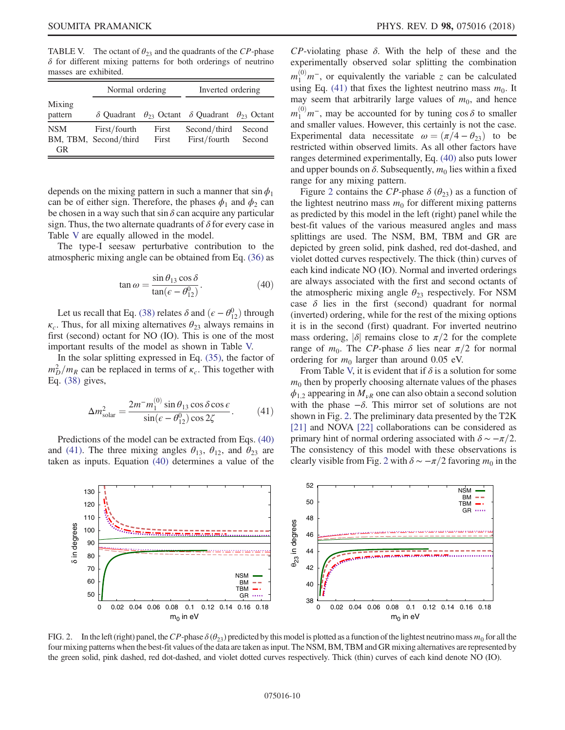TABLE V. The octant of $\theta_{23}$ and the quadrants of the $CP$-phase $\delta$ for different mixing patterns for both orderings of neutrino masses are exhibited.

| Mixing pattern | Normal ordering | | Inverted ordering | |
|---|---|---|---|---|
| | $\delta$ Quadrant | $\theta_{23}$ Octant | $\delta$ Quadrant | $\theta_{23}$ Octant |
| NSM | First/fourth | First | Second/third | Second |
| BM, TBM, GR | Second/third | First | First/fourth | Second |

depends on the mixing pattern in such a manner that $\sin\phi_1$ can be of either sign. Therefore, the phases $\phi_1$ and $\phi_2$ can be chosen in a way such that $\sin\delta$ can acquire any particular sign. Thus, the two alternate quadrants of $\delta$ for every case in Table V are equally allowed in the model.

The type-I seesaw perturbative contribution to the atmospheric mixing angle can be obtained from Eq. (36) as

$$\tan\omega = \frac{\sin\theta_{13}\cos\delta}{\tan(\epsilon - \theta_{12}^0)}. \tag{40}$$

Let us recall that Eq. (38) relates $\delta$ and $(\epsilon - \theta_{12}^0)$ through $\kappa_c$. Thus, for all mixing alternatives $\theta_{23}$ always remains in first (second) octant for NO (IO). This is one of the most important results of the model as shown in Table V.

In the solar splitting expressed in Eq. (35), the factor of $m_D^2/m_R$ can be replaced in terms of $\kappa_c$. This together with Eq. (38) gives,

$$\Delta m^2_{\text{solar}} = \frac{2m^- m_1^{(0)}\sin\theta_{13}\cos\delta\cos\epsilon}{\sin(\epsilon - \theta_{12}^0)\cos 2\zeta}. \tag{41}$$

Predictions of the model can be extracted from Eqs. (40) and (41). The three mixing angles $\theta_{13}$, $\theta_{12}$, and $\theta_{23}$ are taken as inputs. Equation (40) determines a value of the $CP$-violating phase $\delta$. With the help of these and the experimentally observed solar splitting the combination $m_1^{(0)}m^-$, or equivalently the variable $z$ can be calculated using Eq. (41) that fixes the lightest neutrino mass $m_0$. It may seem that arbitrarily large values of $m_0$, and hence $m_1^{(0)}m^-$, may be accounted for by tuning $\cos\delta$ to smaller and smaller values. However, this certainly is not the case. Experimental data necessitate $\omega = (\pi/4 - \theta_{23})$ to be restricted within observed limits. As all other factors have ranges determined experimentally, Eq. (40) also puts lower and upper bounds on $\delta$. Subsequently, $m_0$ lies within a fixed range for any mixing pattern.

Figure 2 contains the $CP$-phase $\delta$ ($\theta_{23}$) as a function of the lightest neutrino mass $m_0$ for different mixing patterns as predicted by this model in the left (right) panel while the best-fit values of the various measured angles and mass splittings are used. The NSM, BM, TBM and GR are depicted by green solid, pink dashed, red dot-dashed, and violet dotted curves respectively. The thick (thin) curves of each kind indicate NO (IO). Normal and inverted orderings are always associated with the first and second octants of the atmospheric mixing angle $\theta_{23}$ respectively. For NSM case $\delta$ lies in the first (second) quadrant for normal (inverted) ordering, while for the rest of the mixing options it is in the second (first) quadrant. For inverted neutrino mass ordering, $|\delta|$ remains close to $\pi/2$ for the complete range of $m_0$. The $CP$-phase $\delta$ lies near $\pi/2$ for normal ordering for $m_0$ larger than around 0.05 eV.

From Table V, it is evident that if $\delta$ is a solution for some $m_0$ then by properly choosing alternate values of the phases $\phi_{1,2}$ appearing in $M_{\nu R}$ one can also obtain a second solution with the phase $-\delta$. This mirror set of solutions are not shown in Fig. 2. The preliminary data presented by the T2K [21] and NOVA [22] collaborations can be considered as primary hint of normal ordering associated with $\delta \sim -\pi/2$. The consistency of this model with these observations is clearly visible from Fig. 2 with $\delta \sim -\pi/2$ favoring $m_0$ in the

FIG. 2. In the left (right) panel, the $CP$-phase $\delta$ ($\theta_{23}$) predicted by this model is plotted as a function of the lightest neutrino mass $m_0$ for all the four mixing patterns when the best-fit values of the data are taken as input. The NSM, BM, TBM and GR mixing alternatives are represented by the green solid, pink dashed, red dot-dashed, and violet dotted curves respectively. Thick (thin) curves of each kind denote NO (IO).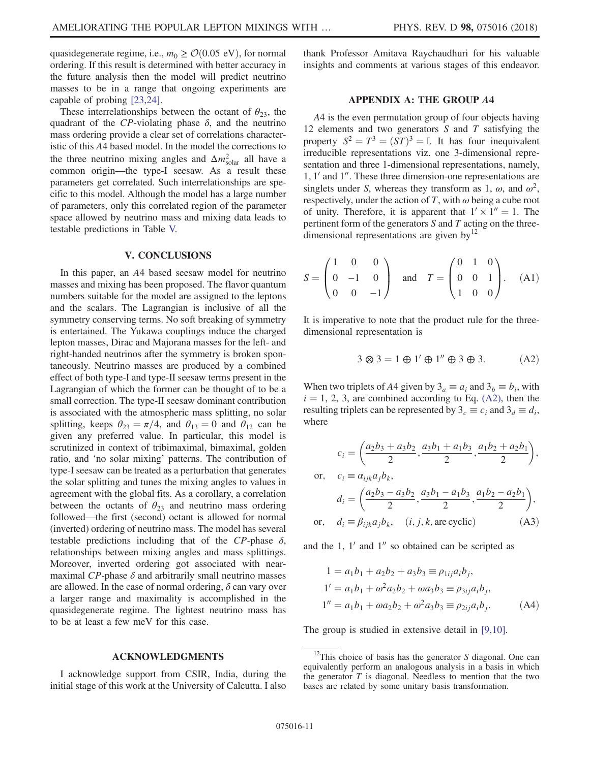quasidegenerate regime, i.e., $m_0 \geq \mathcal{O}(0.05\ \text{eV})$, for normal ordering. If this result is determined with better accuracy in the future analysis then the model will predict neutrino masses to be in a range that ongoing experiments are capable of probing [23,24].

These interrelationships between the octant of $\theta_{23}$, the quadrant of the $CP$-violating phase $\delta$, and the neutrino mass ordering provide a clear set of correlations characteristic of this $A4$ based model. In the model the corrections to the three neutrino mixing angles and $\Delta m^2_{\text{solar}}$ all have a common origin—the type-I seesaw. As a result these parameters get correlated. Such interrelationships are specific to this model. Although the model has a large number of parameters, only this correlated region of the parameter space allowed by neutrino mass and mixing data leads to testable predictions in Table V.

## V. CONCLUSIONS

In this paper, an $A4$ based seesaw model for neutrino masses and mixing has been proposed. The flavor quantum numbers suitable for the model are assigned to the leptons and the scalars. The Lagrangian is inclusive of all the symmetry conserving terms. No soft breaking of symmetry is entertained. The Yukawa couplings induce the charged lepton masses, Dirac and Majorana masses for the left- and right-handed neutrinos after the symmetry is broken spontaneously. Neutrino masses are produced by a combined effect of both type-I and type-II seesaw terms present in the Lagrangian of which the former can be thought of to be a small correction. The type-II seesaw dominant contribution is associated with the atmospheric mass splitting, no solar splitting, keeps $\theta_{23} = \pi/4$, and $\theta_{13} = 0$ and $\theta_{12}$ can be given any preferred value. In particular, this model is scrutinized in context of tribimaximal, bimaximal, golden ratio, and 'no solar mixing' patterns. The contribution of type-I seesaw can be treated as a perturbation that generates the solar splitting and tunes the mixing angles to values in agreement with the global fits. As a corollary, a correlation between the octants of $\theta_{23}$ and neutrino mass ordering followed—the first (second) octant is allowed for normal (inverted) ordering of neutrino mass. The model has several testable predictions including that of the $CP$-phase $\delta$, relationships between mixing angles and mass splittings. Moreover, inverted ordering got associated with near-maximal $CP$-phase $\delta$ and arbitrarily small neutrino masses are allowed. In the case of normal ordering, $\delta$ can vary over a larger range and maximality is accomplished in the quasidegenerate regime. The lightest neutrino mass has to be at least a few meV for this case.

## ACKNOWLEDGMENTS

I acknowledge support from CSIR, India, during the initial stage of this work at the University of Calcutta. I also thank Professor Amitava Raychaudhuri for his valuable insights and comments at various stages of this endeavor.

## APPENDIX A: THE GROUP $A4$

$A4$ is the even permutation group of four objects having 12 elements and two generators $S$ and $T$ satisfying the property $S^2 = T^3 = (ST)^3 = \mathbb{I}$. It has four inequivalent irreducible representations viz. one 3-dimensional representation and three 1-dimensional representations, namely, $1$, $1'$ and $1''$. These three dimension-one representations are singlets under $S$, whereas they transform as $1$, $\omega$, and $\omega^2$, respectively, under the action of $T$, with $\omega$ being a cube root of unity. Therefore, it is apparent that $1' \times 1'' = 1$. The pertinent form of the generators $S$ and $T$ acting on the three-dimensional representations are given by[12]

$$
S = \begin{pmatrix} 1 & 0 & 0 \\ 0 & -1 & 0 \\ 0 & 0 & -1 \end{pmatrix} \quad \text{and} \quad T = \begin{pmatrix} 0 & 1 & 0 \\ 0 & 0 & 1 \\ 1 & 0 & 0 \end{pmatrix}. \tag{A1}
$$

It is imperative to note that the product rule for the three-dimensional representation is

$$
3 \otimes 3 = 1 \oplus 1' \oplus 1'' \oplus 3 \oplus 3. \tag{A2}
$$

When two triplets of $A4$ given by $3_a \equiv a_i$ and $3_b \equiv b_i$, with $i = 1, 2, 3$, are combined according to Eq. (A2), then the resulting triplets can be represented by $3_c \equiv c_i$ and $3_d \equiv d_i$, where

$$
\begin{aligned}
c_i &= \left( \frac{a_2 b_3 + a_3 b_2}{2}, \frac{a_3 b_1 + a_1 b_3}{2}, \frac{a_1 b_2 + a_2 b_1}{2} \right), \\
\text{or,} \quad c_i &\equiv \alpha_{ijk} a_j b_k, \\
d_i &= \left( \frac{a_2 b_3 - a_3 b_2}{2}, \frac{a_3 b_1 - a_1 b_3}{2}, \frac{a_1 b_2 - a_2 b_1}{2} \right), \\
\text{or,} \quad d_i &\equiv \beta_{ijk} a_j b_k, \quad (i, j, k, \text{are cyclic})
\end{aligned} \tag{A3}
$$

and the $1$, $1'$ and $1''$ so obtained can be scripted as

$$
\begin{aligned}
1 &= a_1 b_1 + a_2 b_2 + a_3 b_3 \equiv \rho_{1ij} a_i b_j, \\
1' &= a_1 b_1 + \omega^2 a_2 b_2 + \omega a_3 b_3 \equiv \rho_{3ij} a_i b_j, \\
1'' &= a_1 b_1 + \omega a_2 b_2 + \omega^2 a_3 b_3 \equiv \rho_{2ij} a_i b_j.
\end{aligned} \tag{A4}
$$

The group is studied in extensive detail in [9,10].

[12] This choice of basis has the generator $S$ diagonal. One can equivalently perform an analogous analysis in a basis in which the generator $T$ is diagonal. Needless to mention that the two bases are related by some unitary basis transformation.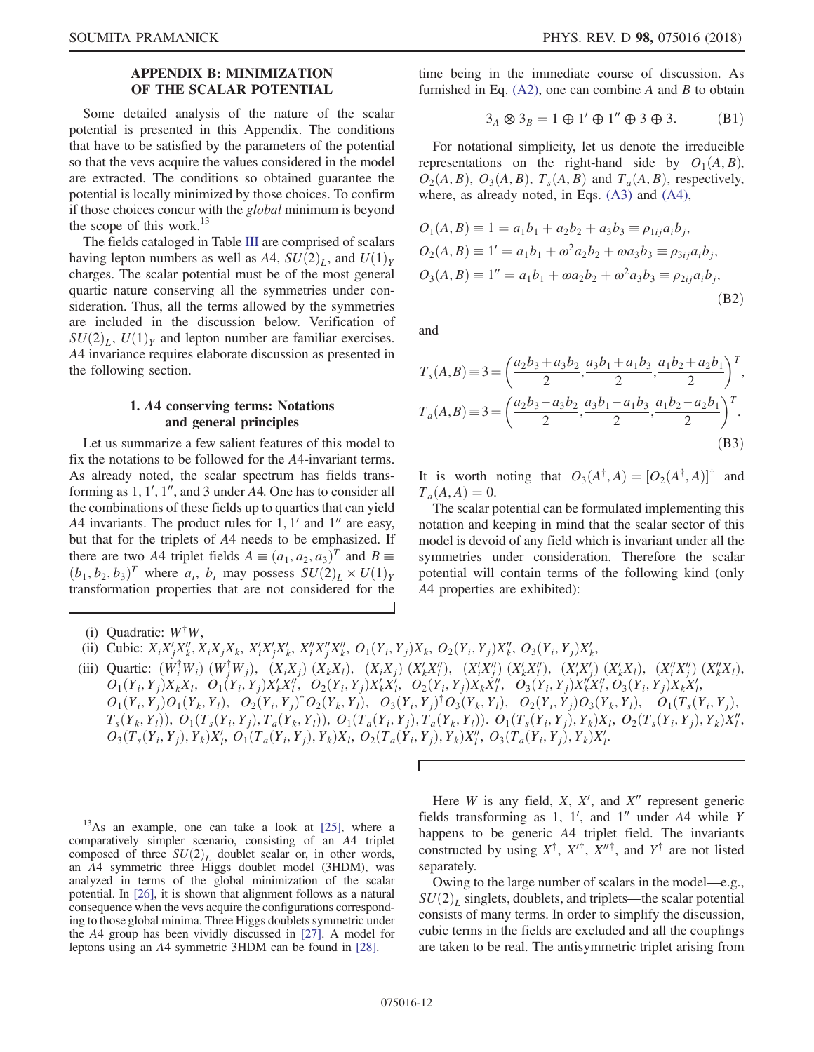## APPENDIX B: MINIMIZATION OF THE SCALAR POTENTIAL

Some detailed analysis of the nature of the scalar potential is presented in this Appendix. The conditions that have to be satisfied by the parameters of the potential so that the vevs acquire the values considered in the model are extracted. The conditions so obtained guarantee the potential is locally minimized by those choices. To confirm if those choices concur with the *global* minimum is beyond the scope of this work.[13]

The fields cataloged in Table III are comprised of scalars having lepton numbers as well as $A4$, $SU(2)_L$, and $U(1)_Y$ charges. The scalar potential must be of the most general quartic nature conserving all the symmetries under consideration. Thus, all the terms allowed by the symmetries are included in the discussion below. Verification of $SU(2)_L$, $U(1)_Y$ and lepton number are familiar exercises. $A4$ invariance requires elaborate discussion as presented in the following section.

### 1. $A4$ conserving terms: Notations and general principles

Let us summarize a few salient features of this model to fix the notations to be followed for the $A4$-invariant terms. As already noted, the scalar spectrum has fields transforming as $1$, $1'$, $1''$, and $3$ under $A4$. One has to consider all the combinations of these fields up to quartics that can yield $A4$ invariants. The product rules for $1, 1'$ and $1''$ are easy, but that for the triplets of $A4$ needs to be emphasized. If there are two $A4$ triplet fields $A \equiv (a_1, a_2, a_3)^T$ and $B \equiv (b_1, b_2, b_3)^T$ where $a_i$, $b_i$ may possess $SU(2)_L \times U(1)_Y$ transformation properties that are not considered for the time being in the immediate course of discussion. As furnished in Eq. (A2), one can combine $A$ and $B$ to obtain

$$3_A \otimes 3_B = 1 \oplus 1' \oplus 1'' \oplus 3 \oplus 3. \tag{B1}$$

For notational simplicity, let us denote the irreducible representations on the right-hand side by $O_1(A,B)$, $O_2(A,B)$, $O_3(A,B)$, $T_s(A,B)$ and $T_a(A,B)$, respectively, where, as already noted, in Eqs. (A3) and (A4),

$$\begin{aligned}
O_1(A,B) &\equiv 1 = a_1b_1 + a_2b_2 + a_3b_3 \equiv \rho_{1ij}a_ib_j,\\
O_2(A,B) &\equiv 1' = a_1b_1 + \omega^2 a_2b_2 + \omega a_3b_3 \equiv \rho_{3ij}a_ib_j,\\
O_3(A,B) &\equiv 1'' = a_1b_1 + \omega a_2b_2 + \omega^2 a_3b_3 \equiv \rho_{2ij}a_ib_j,
\end{aligned} \tag{B2}$$

and

$$\begin{aligned}
T_s(A,B) &\equiv 3 = \left(\frac{a_2b_3+a_3b_2}{2}, \frac{a_3b_1+a_1b_3}{2}, \frac{a_1b_2+a_2b_1}{2}\right)^T,\\
T_a(A,B) &\equiv 3 = \left(\frac{a_2b_3-a_3b_2}{2}, \frac{a_3b_1-a_1b_3}{2}, \frac{a_1b_2-a_2b_1}{2}\right)^T.
\end{aligned} \tag{B3}$$

It is worth noting that $O_3(A^\dagger, A) = [O_2(A^\dagger, A)]^\dagger$ and $T_a(A,A) = 0$.

The scalar potential can be formulated implementing this notation and keeping in mind that the scalar sector of this model is devoid of any field which is invariant under all the symmetries under consideration. Therefore the scalar potential will contain terms of the following kind (only $A4$ properties are exhibited):

(i) Quadratic: $W^\dagger W$,

(ii) Cubic: $X_iX'_jX''_k$, $X_iX_jX_k$, $X'_iX'_jX'_k$, $X''_iX''_jX''_k$, $O_1(Y_i,Y_j)X_k$, $O_2(Y_i,Y_j)X''_k$, $O_3(Y_i,Y_j)X'_k$,

(iii) Quartic: $(W_i^\dagger W_i)\,(W_j^\dagger W_j)$, $(X_iX_j)\,(X_kX_l)$, $(X_iX_j)\,(X'_kX''_l)$, $(X'_iX''_j)\,(X'_kX''_l)$, $(X'_iX'_j)\,(X'_kX_l)$, $(X''_iX''_j)\,(X''_kX_l)$, $O_1(Y_i,Y_j)X_kX_l$, $O_1(Y_i,Y_j)X'_kX''_l$, $O_2(Y_i,Y_j)X'_kX'_l$, $O_2(Y_i,Y_j)X_kX''_l$, $O_3(Y_i,Y_j)X''_kX''_l$, $O_3(Y_i,Y_j)X_kX'_l$, $O_1(Y_i,Y_j)O_1(Y_k,Y_l)$, $O_2(Y_i,Y_j)^\dagger O_2(Y_k,Y_l)$, $O_3(Y_i,Y_j)^\dagger O_3(Y_k,Y_l)$, $O_2(Y_i,Y_j)O_3(Y_k,Y_l)$, $O_1(T_s(Y_i,Y_j), T_s(Y_k,Y_l))$, $O_1(T_s(Y_i,Y_j), T_a(Y_k,Y_l))$, $O_1(T_a(Y_i,Y_j), T_a(Y_k,Y_l))$. $O_1(T_s(Y_i,Y_j), Y_k)X_l$, $O_2(T_s(Y_i,Y_j), Y_k)X''_l$, $O_3(T_s(Y_i,Y_j), Y_k)X'_l$, $O_1(T_a(Y_i,Y_j), Y_k)X_l$, $O_2(T_a(Y_i,Y_j), Y_k)X''_l$, $O_3(T_a(Y_i,Y_j), Y_k)X'_l$.

Here $W$ is any field, $X$, $X'$, and $X''$ represent generic fields transforming as $1$, $1'$, and $1''$ under $A4$ while $Y$ happens to be generic $A4$ triplet field. The invariants constructed by using $X^\dagger$, $X'^\dagger$, $X''^\dagger$, and $Y^\dagger$ are not listed separately.

Owing to the large number of scalars in the model—e.g., $SU(2)_L$ singlets, doublets, and triplets—the scalar potential consists of many terms. In order to simplify the discussion, cubic terms in the fields are excluded and all the couplings are taken to be real. The antisymmetric triplet arising from

---

[13] As an example, one can take a look at [25], where a comparatively simpler scenario, consisting of an $A4$ triplet composed of three $SU(2)_L$ doublet scalar or, in other words, an $A4$ symmetric three Higgs doublet model (3HDM), was analyzed in terms of the global minimization of the scalar potential. In [26], it is shown that alignment follows as a natural consequence when the vevs acquire the configurations corresponding to those global minima. Three Higgs doublets symmetric under the $A4$ group has been vividly discussed in [27]. A model for leptons using an $A4$ symmetric 3HDM can be found in [28].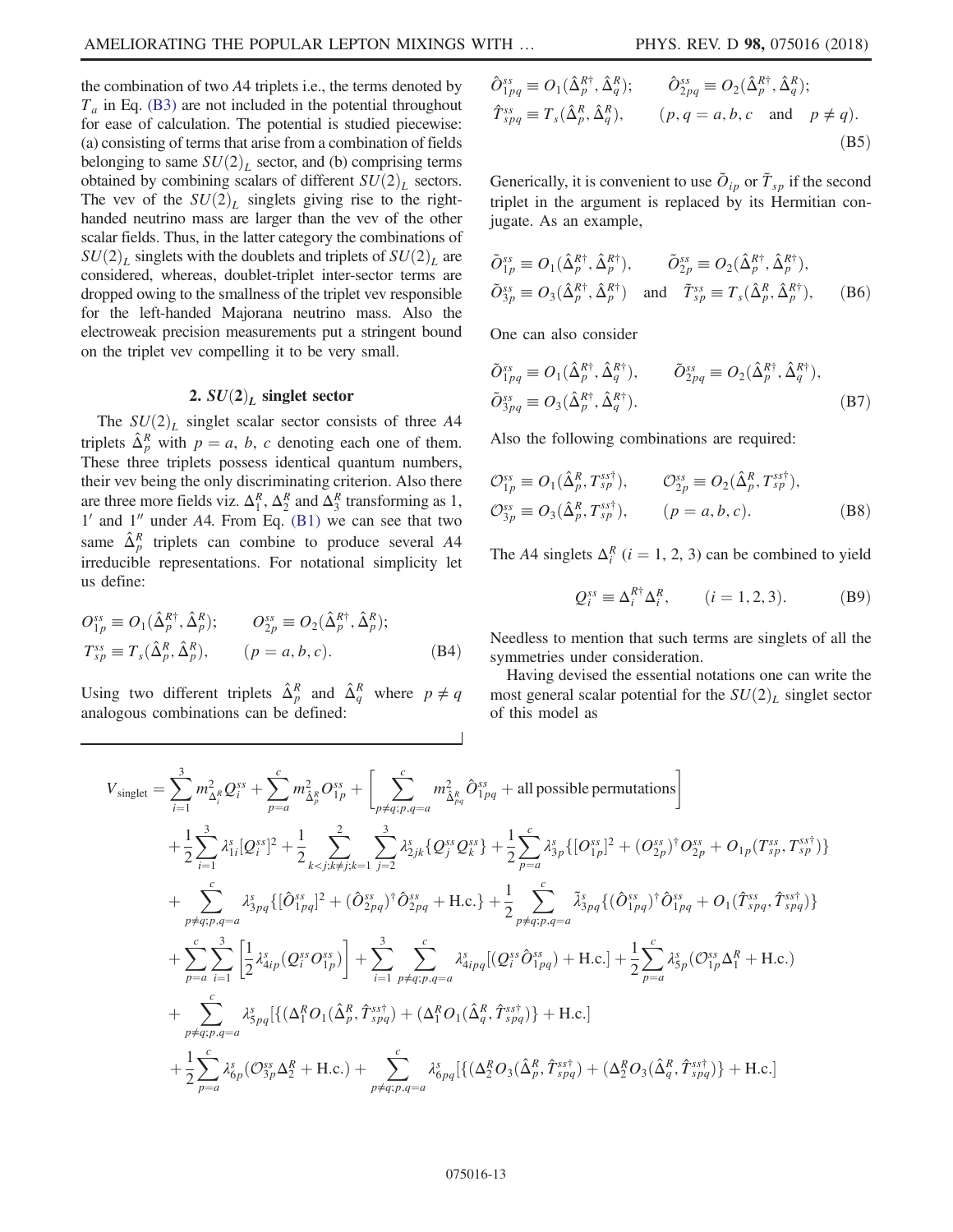the combination of two $A4$ triplets i.e., the terms denoted by $T_a$ in Eq. (B3) are not included in the potential throughout for ease of calculation. The potential is studied piecewise: (a) consisting of terms that arise from a combination of fields belonging to same $SU(2)_L$ sector, and (b) comprising terms obtained by combining scalars of different $SU(2)_L$ sectors. The vev of the $SU(2)_L$ singlets giving rise to the right-handed neutrino mass are larger than the vev of the other scalar fields. Thus, in the latter category the combinations of $SU(2)_L$ singlets with the doublets and triplets of $SU(2)_L$ are considered, whereas, doublet-triplet inter-sector terms are dropped owing to the smallness of the triplet vev responsible for the left-handed Majorana neutrino mass. Also the electroweak precision measurements put a stringent bound on the triplet vev compelling it to be very small.

### 2. $SU(2)_L$ singlet sector

The $SU(2)_L$ singlet scalar sector consists of three $A4$ triplets $\hat{\Delta}^R_p$ with $p = a, b, c$ denoting each one of them. These three triplets possess identical quantum numbers, their vev being the only discriminating criterion. Also there are three more fields viz. $\Delta^R_1$, $\Delta^R_2$ and $\Delta^R_3$ transforming as 1, $1'$ and $1''$ under $A4$. From Eq. (B1) we can see that two same $\hat{\Delta}^R_p$ triplets can combine to produce several $A4$ irreducible representations. For notational simplicity let us define:

$$O^{ss}_{1p} \equiv O_1(\hat{\Delta}^{R\dagger}_p, \hat{\Delta}^R_p); \qquad O^{ss}_{2p} \equiv O_2(\hat{\Delta}^{R\dagger}_p, \hat{\Delta}^R_p);$$
$$T^{ss}_{sp} \equiv T_s(\hat{\Delta}^R_p, \hat{\Delta}^R_p), \qquad (p = a, b, c). \tag{B4}$$

Using two different triplets $\hat{\Delta}^R_p$ and $\hat{\Delta}^R_q$ where $p \neq q$ analogous combinations can be defined:

$$\hat{O}^{ss}_{1pq} \equiv O_1(\hat{\Delta}^{R\dagger}_p, \hat{\Delta}^R_q); \qquad \hat{O}^{ss}_{2pq} \equiv O_2(\hat{\Delta}^{R\dagger}_p, \hat{\Delta}^R_q);$$
$$\hat{T}^{ss}_{spq} \equiv T_s(\hat{\Delta}^R_p, \hat{\Delta}^R_q), \qquad (p, q = a, b, c \quad \text{and} \quad p \neq q). \tag{B5}$$

Generically, it is convenient to use $\tilde{O}_{ip}$ or $\tilde{T}_{sp}$ if the second triplet in the argument is replaced by its Hermitian conjugate. As an example,

$$\tilde{O}^{ss}_{1p} \equiv O_1(\hat{\Delta}^{R\dagger}_p, \hat{\Delta}^{R\dagger}_p), \qquad \tilde{O}^{ss}_{2p} \equiv O_2(\hat{\Delta}^{R\dagger}_p, \hat{\Delta}^{R\dagger}_p),$$
$$\tilde{O}^{ss}_{3p} \equiv O_3(\hat{\Delta}^{R\dagger}_p, \hat{\Delta}^{R\dagger}_p) \quad \text{and} \quad \tilde{T}^{ss}_{sp} \equiv T_s(\hat{\Delta}^R_p, \hat{\Delta}^{R\dagger}_p), \tag{B6}$$

One can also consider

$$\tilde{O}^{ss}_{1pq} \equiv O_1(\hat{\Delta}^{R\dagger}_p, \hat{\Delta}^{R\dagger}_q), \qquad \tilde{O}^{ss}_{2pq} \equiv O_2(\hat{\Delta}^{R\dagger}_p, \hat{\Delta}^{R\dagger}_q),$$
$$\tilde{O}^{ss}_{3pq} \equiv O_3(\hat{\Delta}^{R\dagger}_p, \hat{\Delta}^{R\dagger}_q). \tag{B7}$$

Also the following combinations are required:

$$\mathcal{O}^{ss}_{1p} \equiv O_1(\hat{\Delta}^R_p, T^{ss\dagger}_{sp}), \qquad \mathcal{O}^{ss}_{2p} \equiv O_2(\hat{\Delta}^R_p, T^{ss\dagger}_{sp}),$$
$$\mathcal{O}^{ss}_{3p} \equiv O_3(\hat{\Delta}^R_p, T^{ss\dagger}_{sp}), \qquad (p = a, b, c). \tag{B8}$$

The $A4$ singlets $\Delta^R_i$ $(i = 1, 2, 3)$ can be combined to yield

$$Q^{ss}_i \equiv \Delta^{R\dagger}_i \Delta^R_i, \qquad (i = 1, 2, 3). \tag{B9}$$

Needless to mention that such terms are singlets of all the symmetries under consideration.

Having devised the essential notations one can write the most general scalar potential for the $SU(2)_L$ singlet sector of this model as

$$
\begin{aligned}
V_{\text{singlet}} = {} & \sum_{i=1}^{3} m^2_{\Delta^R_i} Q^{ss}_i + \sum_{p=a}^{c} m^2_{\hat{\Delta}^R_p} O^{ss}_{1p} + \left[ \sum_{p \neq q; p, q = a}^{c} m^2_{\hat{\Delta}^R_{pq}} \hat{O}^{ss}_{1pq} + \text{all possible permutations} \right] \\
& + \frac{1}{2} \sum_{i=1}^{3} \lambda^s_{1i} [Q^{ss}_i]^2 + \frac{1}{2} \sum_{k<j; k \neq j; k=1}^{2} \sum_{j=2}^{3} \lambda^s_{2jk} \{ Q^{ss}_j Q^{ss}_k \} + \frac{1}{2} \sum_{p=a}^{c} \lambda^s_{3p} \{ [O^{ss}_{1p}]^2 + (O^{ss}_{2p})^\dagger O^{ss}_{2p} + O_{1p}(T^{ss}_{sp}, T^{ss\dagger}_{sp}) \} \\
& + \sum_{p \neq q; p, q = a}^{c} \lambda^s_{3pq} \{ [\hat{O}^{ss}_{1pq}]^2 + (\hat{O}^{ss}_{2pq})^\dagger \hat{O}^{ss}_{2pq} + \text{H.c.} \} + \frac{1}{2} \sum_{p \neq q; p, q = a}^{c} \tilde{\lambda}^s_{3pq} \{ (\hat{O}^{ss}_{1pq})^\dagger \hat{O}^{ss}_{1pq} + O_1(\hat{T}^{ss}_{spq}, \hat{T}^{ss\dagger}_{spq}) \} \\
& + \sum_{p=a}^{c} \sum_{i=1}^{3} \left[ \frac{1}{2} \lambda^s_{4ip} (Q^{ss}_i O^{ss}_{1p}) \right] + \sum_{i=1}^{3} \sum_{p \neq q; p, q = a}^{c} \lambda^s_{4ipq} [(Q^{ss}_i \hat{O}^{ss}_{1pq}) + \text{H.c.}] + \frac{1}{2} \sum_{p=a}^{c} \lambda^s_{5p} (\mathcal{O}^{ss}_{1p} \Delta^R_1 + \text{H.c.}) \\
& + \sum_{p \neq q; p, q = a}^{c} \lambda^s_{5pq} [\{ (\Delta^R_1 O_1(\hat{\Delta}^R_p, \hat{T}^{ss\dagger}_{spq}) + (\Delta^R_1 O_1(\hat{\Delta}^R_q, \hat{T}^{ss\dagger}_{spq}) \} + \text{H.c.}] \\
& + \frac{1}{2} \sum_{p=a}^{c} \lambda^s_{6p} (\mathcal{O}^{ss}_{3p} \Delta^R_2 + \text{H.c.}) + \sum_{p \neq q; p, q = a}^{c} \lambda^s_{6pq} [\{ (\Delta^R_2 O_3(\hat{\Delta}^R_p, \hat{T}^{ss\dagger}_{spq}) + (\Delta^R_2 O_3(\hat{\Delta}^R_q, \hat{T}^{ss\dagger}_{spq}) \} + \text{H.c.}]
\end{aligned}
$$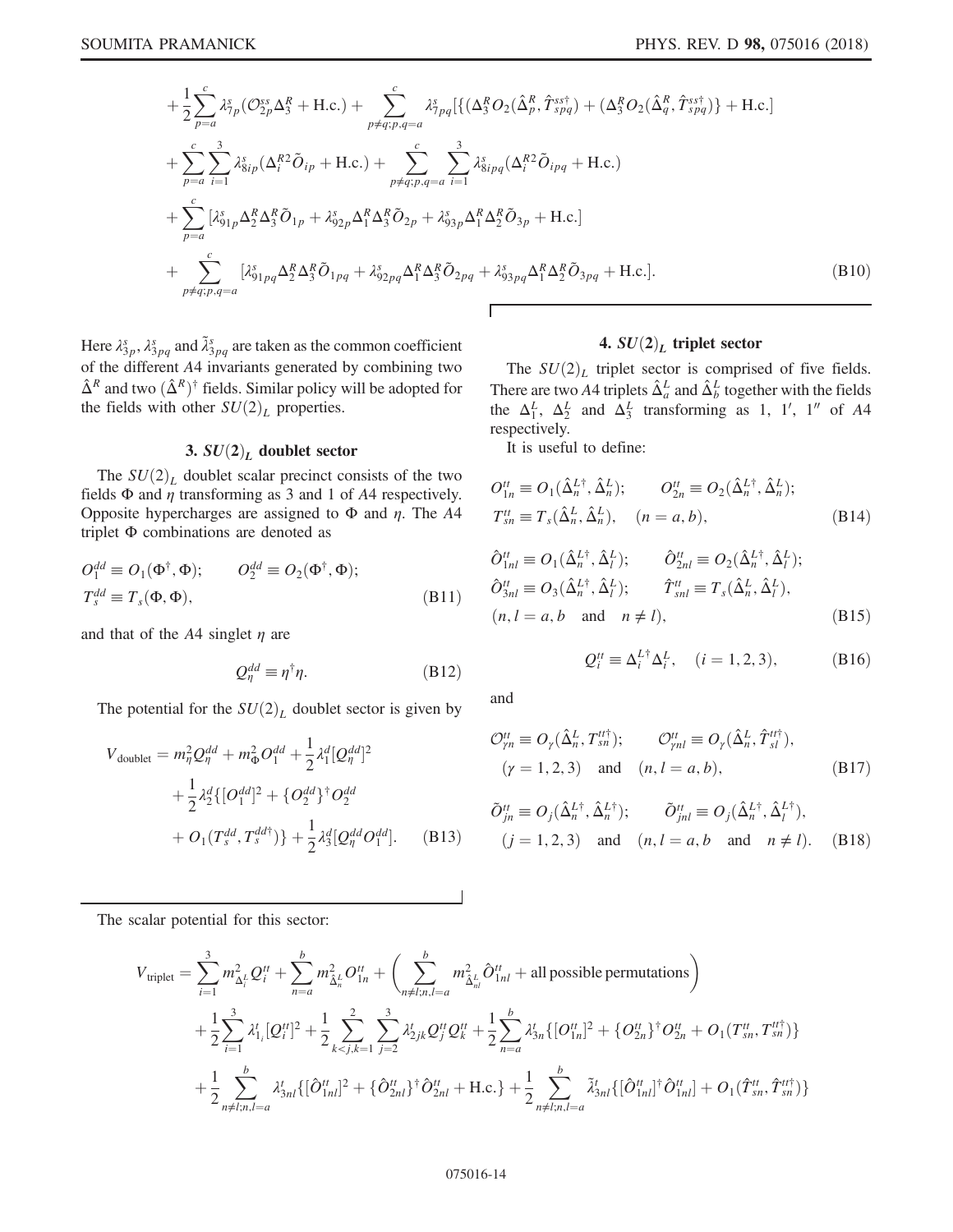$$
+\frac{1}{2}\sum_{p=a}^{c}\lambda^s_{7p}(\mathcal{O}^{ss}_{2p}\Delta^R_3+\text{H.c.})+\sum_{p\neq q;p,q=a}^{c}\lambda^s_{7pq}[\{(\Delta^R_3 O_2(\hat{\Delta}^R_p,\hat{T}^{ss\dagger}_{spq})+(\Delta^R_3 O_2(\hat{\Delta}^R_q,\hat{T}^{ss\dagger}_{spq})\}+\text{H.c.}]
$$

$$
+\sum_{p=a}^{c}\sum_{i=1}^{3}\lambda^s_{8ip}(\Delta^{R2}_i\tilde{O}_{ip}+\text{H.c.})+\sum_{p\neq q;p,q=a}^{c}\sum_{i=1}^{3}\lambda^s_{8ipq}(\Delta^{R2}_i\tilde{O}_{ipq}+\text{H.c.})
$$

$$
+\sum_{p=a}^{c}[\lambda^s_{91_p}\Delta^R_2\Delta^R_3\tilde{O}_{1p}+\lambda^s_{92_p}\Delta^R_1\Delta^R_3\tilde{O}_{2p}+\lambda^s_{93_p}\Delta^R_1\Delta^R_2\tilde{O}_{3p}+\text{H.c.}]
$$

$$
+\sum_{p\neq q;p,q=a}^{c}[\lambda^s_{91_{pq}}\Delta^R_2\Delta^R_3\tilde{O}_{1pq}+\lambda^s_{92_{pq}}\Delta^R_1\Delta^R_3\tilde{O}_{2pq}+\lambda^s_{93_{pq}}\Delta^R_1\Delta^R_2\tilde{O}_{3pq}+\text{H.c.}]. \tag{B10}
$$

Here $\lambda^s_{3p}$, $\lambda^s_{3pq}$ and $\tilde{\lambda}^s_{3pq}$ are taken as the common coefficient of the different $A4$ invariants generated by combining two $\hat{\Delta}^R$ and two $(\hat{\Delta}^R)^\dagger$ fields. Similar policy will be adopted for the fields with other $SU(2)_L$ properties.

### 3. $SU(2)_L$ doublet sector

The $SU(2)_L$ doublet scalar precinct consists of the two fields $\Phi$ and $\eta$ transforming as 3 and 1 of $A4$ respectively. Opposite hypercharges are assigned to $\Phi$ and $\eta$. The $A4$ triplet $\Phi$ combinations are denoted as

$$
O^{dd}_1\equiv O_1(\Phi^\dagger,\Phi);\qquad O^{dd}_2\equiv O_2(\Phi^\dagger,\Phi);
$$
$$
T^{dd}_s\equiv T_s(\Phi,\Phi), \tag{B11}
$$

and that of the $A4$ singlet $\eta$ are

$$
Q^{dd}_\eta\equiv\eta^\dagger\eta. \tag{B12}
$$

The potential for the $SU(2)_L$ doublet sector is given by

$$
V_{\text{doublet}}=m^2_\eta Q^{dd}_\eta+m^2_\Phi O^{dd}_1+\frac{1}{2}\lambda^d_1[Q^{dd}_\eta]^2+\frac{1}{2}\lambda^d_2\{[O^{dd}_1]^2+\{O^{dd}_2\}^\dagger O^{dd}_2+O_1(T^{dd}_s,T^{dd\dagger}_s)\}+\frac{1}{2}\lambda^d_3[Q^{dd}_\eta O^{dd}_1]. \tag{B13}
$$

### 4. $SU(2)_L$ triplet sector

The $SU(2)_L$ triplet sector is comprised of five fields. There are two $A4$ triplets $\hat{\Delta}^L_a$ and $\hat{\Delta}^L_b$ together with the fields the $\Delta^L_1$, $\Delta^L_2$ and $\Delta^L_3$ transforming as 1, 1′, 1″ of $A4$ respectively.

It is useful to define:

$$
O^{tt}_{1n}\equiv O_1(\hat{\Delta}^{L\dagger}_n,\hat{\Delta}^L_n);\qquad O^{tt}_{2n}\equiv O_2(\hat{\Delta}^{L\dagger}_n,\hat{\Delta}^L_n);
$$
$$
T^{tt}_{sn}\equiv T_s(\hat{\Delta}^L_n,\hat{\Delta}^L_n),\quad (n=a,b), \tag{B14}
$$

$$
\hat{O}^{tt}_{1nl}\equiv O_1(\hat{\Delta}^{L\dagger}_n,\hat{\Delta}^L_l);\qquad \hat{O}^{tt}_{2nl}\equiv O_2(\hat{\Delta}^{L\dagger}_n,\hat{\Delta}^L_l);
$$
$$
\hat{O}^{tt}_{3nl}\equiv O_3(\hat{\Delta}^{L\dagger}_n,\hat{\Delta}^L_l);\qquad \hat{T}^{tt}_{snl}\equiv T_s(\hat{\Delta}^L_n,\hat{\Delta}^L_l),
$$
$$
(n,l=a,b\quad\text{and}\quad n\neq l), \tag{B15}
$$

$$
Q^{tt}_i\equiv\Delta^{L\dagger}_i\Delta^L_i,\quad (i=1,2,3), \tag{B16}
$$

and

$$
\mathcal{O}^{tt}_{\gamma n}\equiv O_\gamma(\hat{\Delta}^L_n,T^{tt\dagger}_{sn});\qquad \mathcal{O}^{tt}_{\gamma nl}\equiv O_\gamma(\hat{\Delta}^L_n,\hat{T}^{tt\dagger}_{sl}),
$$
$$
(\gamma=1,2,3)\quad\text{and}\quad(n,l=a,b), \tag{B17}
$$

$$
\tilde{O}^{tt}_{jn}\equiv O_j(\hat{\Delta}^{L\dagger}_n,\hat{\Delta}^{L\dagger}_n);\qquad \tilde{O}^{tt}_{jnl}\equiv O_j(\hat{\Delta}^{L\dagger}_n,\hat{\Delta}^{L\dagger}_l),
$$
$$
(j=1,2,3)\quad\text{and}\quad(n,l=a,b\quad\text{and}\quad n\neq l). \tag{B18}
$$

The scalar potential for this sector:

$$
V_{\text{triplet}}=\sum_{i=1}^{3}m^2_{\Delta^L_i}Q^{tt}_i+\sum_{n=a}^{b}m^2_{\hat{\Delta}^L_n}O^{tt}_{1n}+\left(\sum_{n\neq l;n,l=a}^{b}m^2_{\hat{\Delta}^L_{nl}}\hat{O}^{tt}_{1nl}+\text{all possible permutations}\right)
$$

$$
+\frac{1}{2}\sum_{i=1}^{3}\lambda^t_{1_i}[Q^{tt}_i]^2+\frac{1}{2}\sum_{k<j,k=1}^{2}\sum_{j=2}^{3}\lambda^t_{2jk}Q^{tt}_jQ^{tt}_k+\frac{1}{2}\sum_{n=a}^{b}\lambda^t_{3n}\{[O^{tt}_{1n}]^2+\{O^{tt}_{2n}\}^\dagger O^{tt}_{2n}+O_1(T^{tt}_{sn},T^{tt\dagger}_{sn})\}
$$

$$
+\frac{1}{2}\sum_{n\neq l;n,l=a}^{b}\lambda^t_{3nl}\{[\hat{O}^{tt}_{1nl}]^2+\{\hat{O}^{tt}_{2nl}\}^\dagger\hat{O}^{tt}_{2nl}+\text{H.c.}\}+\frac{1}{2}\sum_{n\neq l;n,l=a}^{b}\tilde{\lambda}^t_{3nl}\{[\hat{O}^{tt}_{1nl}]^\dagger\hat{O}^{tt}_{1nl}]+O_1(\hat{T}^{tt}_{sn},\hat{T}^{tt\dagger}_{sn})\}
$$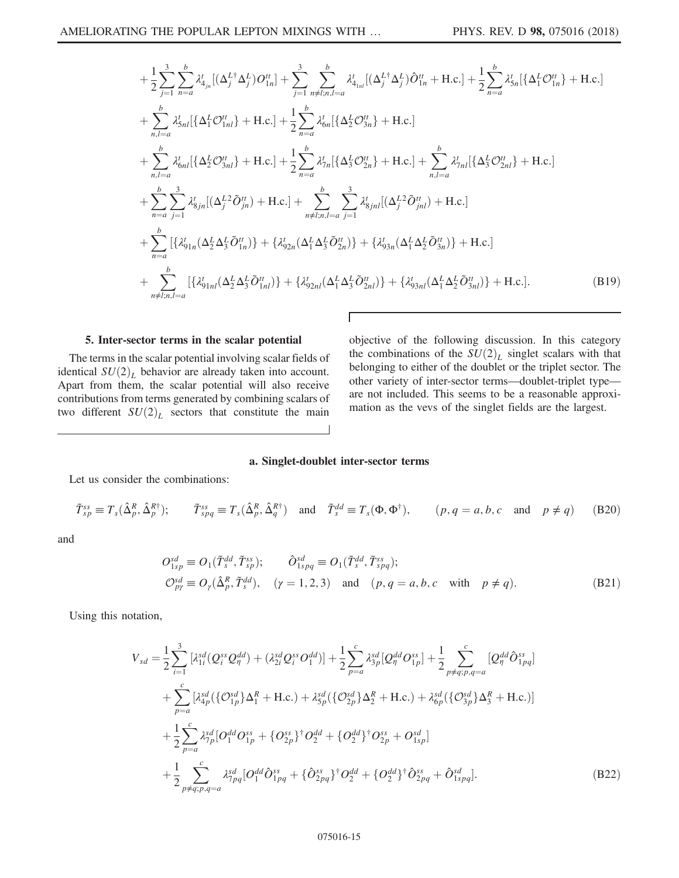$$
+\frac{1}{2}\sum_{j=1}^{3}\sum_{n=a}^{b}\lambda^{t}_{4_{jn}}[(\Delta_j^{L\dagger}\Delta_j^L)O^{tt}_{1n}] + \sum_{j=1}^{3}\sum_{n\neq l;n,l=a}^{b}\lambda^{t}_{4_{1nl}}[(\Delta_j^{L\dagger}\Delta_j^L)\hat{O}^{tt}_{1n} + \text{H.c.}] + \frac{1}{2}\sum_{n=a}^{b}\lambda^{t}_{5n}[\{\Delta_1^L\mathcal{O}^{tt}_{1n}\} + \text{H.c.}]
$$

$$
+\sum_{n,l=a}^{b}\lambda^{t}_{5nl}[\{\Delta_1^L\mathcal{O}^{tt}_{1nl}\} + \text{H.c.}] + \frac{1}{2}\sum_{n=a}^{b}\lambda^{t}_{6n}[\{\Delta_2^L\mathcal{O}^{tt}_{3n}\} + \text{H.c.}]
$$

$$
+\sum_{n,l=a}^{b}\lambda^{t}_{6nl}[\{\Delta_2^L\mathcal{O}^{tt}_{3nl}\} + \text{H.c.}] + \frac{1}{2}\sum_{n=a}^{b}\lambda^{t}_{7n}[\{\Delta_3^L\mathcal{O}^{tt}_{2n}\} + \text{H.c.}] + \sum_{n,l=a}^{b}\lambda^{t}_{7nl}[\{\Delta_3^L\mathcal{O}^{tt}_{2nl}\} + \text{H.c.}]
$$

$$
+\sum_{n=a}^{b}\sum_{j=1}^{3}\lambda^{t}_{8jn}[(\Delta_j^{L2}\tilde{O}^{tt}_{jn}) + \text{H.c.}] + \sum_{n\neq l;n,l=a}^{b}\sum_{j=1}^{3}\lambda^{t}_{8jnl}[(\Delta_j^{L2}\tilde{O}^{tt}_{jnl}) + \text{H.c.}]
$$

$$
+\sum_{n=a}^{b}[\{\lambda^{t}_{91n}(\Delta_2^L\Delta_3^L\tilde{O}^{tt}_{1n})\} + \{\lambda^{t}_{92n}(\Delta_1^L\Delta_3^L\tilde{O}^{tt}_{2n})\} + \{\lambda^{t}_{93n}(\Delta_1^L\Delta_2^L\tilde{O}^{tt}_{3n})\} + \text{H.c.}]
$$

$$
+\sum_{n\neq l;n,l=a}^{b}[\{\lambda^{t}_{91nl}(\Delta_2^L\Delta_3^L\tilde{O}^{tt}_{1nl})\} + \{\lambda^{t}_{92nl}(\Delta_1^L\Delta_3^L\tilde{O}^{tt}_{2nl})\} + \{\lambda^{t}_{93nl}(\Delta_1^L\Delta_2^L\tilde{O}^{tt}_{3nl})\} + \text{H.c.}]. \quad \text{(B19)}
$$

#### 5. Inter-sector terms in the scalar potential

The terms in the scalar potential involving scalar fields of identical $SU(2)_L$ behavior are already taken into account. Apart from them, the scalar potential will also receive contributions from terms generated by combining scalars of two different $SU(2)_L$ sectors that constitute the main objective of the following discussion. In this category the combinations of the $SU(2)_L$ singlet scalars with that belonging to either of the doublet or the triplet sector. The other variety of inter-sector terms—doublet-triplet type—are not included. This seems to be a reasonable approximation as the vevs of the singlet fields are the largest.

##### a. Singlet-doublet inter-sector terms

Let us consider the combinations:

$$
\tilde{T}^{ss}_{sp} \equiv T_s(\hat{\Delta}^R_p, \hat{\Delta}^{R\dagger}_p); \qquad \tilde{T}^{ss}_{spq} \equiv T_s(\hat{\Delta}^R_p, \hat{\Delta}^{R\dagger}_q) \quad \text{and} \quad \tilde{T}^{dd}_{s} \equiv T_s(\Phi, \Phi^\dagger), \qquad (p, q = a, b, c \quad \text{and} \quad p \neq q) \quad \text{(B20)}
$$

and

$$
O^{sd}_{1sp} \equiv O_1(\tilde{T}^{dd}_s, \tilde{T}^{ss}_{sp}); \qquad \hat{O}^{sd}_{1spq} \equiv O_1(\tilde{T}^{dd}_s, \tilde{T}^{ss}_{spq});
$$
$$
\mathcal{O}^{sd}_{p\gamma} \equiv O_\gamma(\hat{\Delta}^R_p, \tilde{T}^{dd}_s), \quad (\gamma = 1, 2, 3) \quad \text{and} \quad (p, q = a, b, c \quad \text{with} \quad p \neq q). \quad \text{(B21)}
$$

Using this notation,

$$
V_{sd} = \frac{1}{2}\sum_{i=1}^{3}[\lambda^{sd}_{1i}(Q^{ss}_i Q^{dd}_\eta) + (\lambda^{sd}_{2i} Q^{ss}_i O^{dd}_1)] + \frac{1}{2}\sum_{p=a}^{c}\lambda^{sd}_{3p}[Q^{dd}_\eta O^{ss}_{1p}] + \frac{1}{2}\sum_{p\neq q;p,q=a}^{c}[Q^{dd}_\eta \hat{O}^{ss}_{1pq}]
$$

$$
+\sum_{p=a}^{c}[\lambda^{sd}_{4p}(\{\mathcal{O}^{sd}_{1p}\}\Delta^R_1 + \text{H.c.}) + \lambda^{sd}_{5p}(\{\mathcal{O}^{sd}_{2p}\}\Delta^R_2 + \text{H.c.}) + \lambda^{sd}_{6p}(\{\mathcal{O}^{sd}_{3p}\}\Delta^R_3 + \text{H.c.})]
$$

$$
+\frac{1}{2}\sum_{p=a}^{c}\lambda^{sd}_{7p}[O^{dd}_1 O^{ss}_{1p} + \{O^{ss}_{2p}\}^\dagger O^{dd}_2 + \{O^{dd}_2\}^\dagger O^{ss}_{2p} + O^{sd}_{1sp}]
$$

$$
+\frac{1}{2}\sum_{p\neq q;p,q=a}^{c}\lambda^{sd}_{7pq}[O^{dd}_1 \hat{O}^{ss}_{1pq} + \{\hat{O}^{ss}_{2pq}\}^\dagger O^{dd}_2 + \{O^{dd}_2\}^\dagger \hat{O}^{ss}_{2pq} + \hat{O}^{sd}_{1spq}]. \quad \text{(B22)}
$$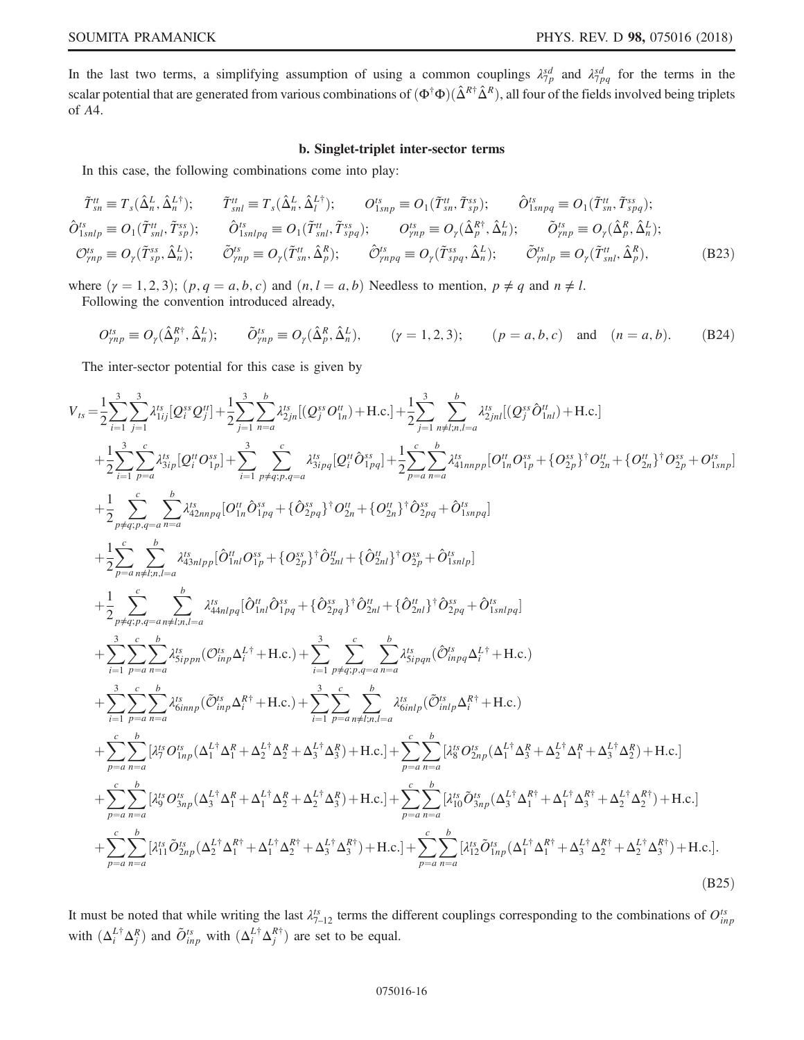In the last two terms, a simplifying assumption of using a common couplings $\lambda_{7p}^{sd}$ and $\lambda_{7pq}^{sd}$ for the terms in the scalar potential that are generated from various combinations of $(\Phi^\dagger\Phi)(\hat{\Delta}^{R\dagger}\hat{\Delta}^R)$, all four of the fields involved being triplets of $A4$.

### b. Singlet-triplet inter-sector terms

In this case, the following combinations come into play:

$$
\begin{aligned}
&\tilde{T}_{sn}^{tt} \equiv T_s(\hat{\Delta}_n^L, \hat{\Delta}_n^{L\dagger}); \qquad \tilde{T}_{snl}^{tt} \equiv T_s(\hat{\Delta}_n^L, \hat{\Delta}_l^{L\dagger}); \qquad O_{1snp}^{ts} \equiv O_1(\tilde{T}_{sn}^{tt}, \tilde{T}_{sp}^{ss}); \qquad \hat{O}_{1snpq}^{ts} \equiv O_1(\tilde{T}_{sn}^{tt}, \tilde{T}_{spq}^{ss});\\
&\hat{O}_{1snlp}^{ts} \equiv O_1(\tilde{T}_{snl}^{tt}, \tilde{T}_{sp}^{ss}); \qquad \hat{O}_{1snlpq}^{ts} \equiv O_1(\tilde{T}_{snl}^{tt}, \tilde{T}_{spq}^{ss}); \qquad O_{\gamma np}^{ts} \equiv O_\gamma(\hat{\Delta}_p^{R\dagger}, \hat{\Delta}_n^L); \qquad \tilde{O}_{\gamma np}^{ts} \equiv O_\gamma(\hat{\Delta}_p^R, \hat{\Delta}_n^L);\\
&\mathcal{O}_{\gamma np}^{ts} \equiv O_\gamma(\tilde{T}_{sp}^{ss}, \hat{\Delta}_n^L); \qquad \tilde{\mathcal{O}}_{\gamma np}^{ts} \equiv O_\gamma(\tilde{T}_{sn}^{tt}, \hat{\Delta}_p^R); \qquad \hat{\mathcal{O}}_{\gamma npq}^{ts} \equiv O_\gamma(\tilde{T}_{spq}^{ss}, \hat{\Delta}_n^L); \qquad \tilde{\mathcal{O}}_{\gamma nlp}^{ts} \equiv O_\gamma(\tilde{T}_{snl}^{tt}, \hat{\Delta}_p^R),
\end{aligned} \tag{B23}
$$

where $(\gamma = 1, 2, 3)$; $(p, q = a, b, c)$ and $(n, l = a, b)$ Needless to mention, $p \neq q$ and $n \neq l$.

Following the convention introduced already,

$$
O_{\gamma np}^{ts} \equiv O_\gamma(\hat{\Delta}_p^{R\dagger}, \hat{\Delta}_n^L); \qquad \tilde{O}_{\gamma np}^{ts} \equiv O_\gamma(\hat{\Delta}_p^R, \hat{\Delta}_n^L), \qquad (\gamma = 1, 2, 3); \qquad (p = a, b, c) \quad \text{and} \quad (n = a, b). \tag{B24}
$$

The inter-sector potential for this case is given by

$$
\begin{aligned}
V_{ts} =& \frac{1}{2}\sum_{i=1}^{3}\sum_{j=1}^{3}\lambda_{1ij}^{ts}[Q_i^{ss}Q_j^{tt}] + \frac{1}{2}\sum_{j=1}^{3}\sum_{n=a}^{b}\lambda_{2jn}^{ts}[(Q_j^{ss}O_{1n}^{tt}) + \text{H.c.}] + \frac{1}{2}\sum_{j=1}^{3}\sum_{n\neq l;n,l=a}^{b}\lambda_{2jnl}^{ts}[(Q_j^{ss}\hat{O}_{1nl}^{tt}) + \text{H.c.}]\\
&+ \frac{1}{2}\sum_{i=1}^{3}\sum_{p=a}^{c}\lambda_{3ip}^{ts}[Q_i^{tt}O_{1p}^{ss}] + \sum_{i=1}^{3}\sum_{p\neq q;p,q=a}^{c}\lambda_{3ipq}^{ts}[Q_i^{tt}\hat{O}_{1pq}^{ss}] + \frac{1}{2}\sum_{p=a}^{c}\sum_{n=a}^{b}\lambda_{41nnpp}^{ts}[O_{1n}^{tt}O_{1p}^{ss} + \{O_{2p}^{ss}\}^\dagger O_{2n}^{tt} + \{O_{2n}^{tt}\}^\dagger O_{2p}^{ss} + O_{1snp}^{ts}]\\
&+ \frac{1}{2}\sum_{p\neq q;p,q=a}^{c}\sum_{n=a}^{b}\lambda_{42nnpq}^{ts}[O_{1n}^{tt}\hat{O}_{1pq}^{ss} + \{\hat{O}_{2pq}^{ss}\}^\dagger O_{2n}^{tt} + \{O_{2n}^{tt}\}^\dagger\hat{O}_{2pq}^{ss} + \hat{O}_{1snpq}^{ts}]\\
&+ \frac{1}{2}\sum_{p=a}^{c}\sum_{n\neq l;n,l=a}^{b}\lambda_{43nlpp}^{ts}[\hat{O}_{1nl}^{tt}O_{1p}^{ss} + \{O_{2p}^{ss}\}^\dagger\hat{O}_{2nl}^{tt} + \{\hat{O}_{2nl}^{tt}\}^\dagger O_{2p}^{ss} + \hat{O}_{1snlp}^{ts}]\\
&+ \frac{1}{2}\sum_{p\neq q;p,q=a}^{c}\sum_{n\neq l;n,l=a}^{b}\lambda_{44nlpq}^{ts}[\hat{O}_{1nl}^{tt}\hat{O}_{1pq}^{ss} + \{\hat{O}_{2pq}^{ss}\}^\dagger\hat{O}_{2nl}^{tt} + \{\hat{O}_{2nl}^{tt}\}^\dagger\hat{O}_{2pq}^{ss} + \hat{O}_{1snlpq}^{ts}]\\
&+ \sum_{i=1}^{3}\sum_{p=a}^{c}\sum_{n=a}^{b}\lambda_{5ippn}^{ts}(\mathcal{O}_{inp}^{ts}\Delta_i^{L\dagger} + \text{H.c.}) + \sum_{i=1}^{3}\sum_{p\neq q;p,q=a}^{c}\sum_{n=a}^{b}\lambda_{5ipqn}^{ts}(\hat{\mathcal{O}}_{inpq}^{ts}\Delta_i^{L\dagger} + \text{H.c.})\\
&+ \sum_{i=1}^{3}\sum_{p=a}^{c}\sum_{n=a}^{b}\lambda_{6innp}^{ts}(\tilde{\mathcal{O}}_{inp}^{ts}\Delta_i^{R\dagger} + \text{H.c.}) + \sum_{i=1}^{3}\sum_{p=a}^{c}\sum_{n\neq l;n,l=a}^{b}\lambda_{6inlp}^{ts}(\tilde{\mathcal{O}}_{inlp}^{ts}\Delta_i^{R\dagger} + \text{H.c.})\\
&+ \sum_{p=a}^{c}\sum_{n=a}^{b}[\lambda_7^{ts}O_{1np}^{ts}(\Delta_1^{L\dagger}\Delta_1^R + \Delta_2^{L\dagger}\Delta_2^R + \Delta_3^{L\dagger}\Delta_3^R) + \text{H.c.}] + \sum_{p=a}^{c}\sum_{n=a}^{b}[\lambda_8^{ts}O_{2np}^{ts}(\Delta_1^{L\dagger}\Delta_3^R + \Delta_2^{L\dagger}\Delta_1^R + \Delta_3^{L\dagger}\Delta_2^R) + \text{H.c.}]\\
&+ \sum_{p=a}^{c}\sum_{n=a}^{b}[\lambda_9^{ts}O_{3np}^{ts}(\Delta_3^{L\dagger}\Delta_1^R + \Delta_1^{L\dagger}\Delta_2^R + \Delta_2^{L\dagger}\Delta_3^R) + \text{H.c.}] + \sum_{p=a}^{c}\sum_{n=a}^{b}[\lambda_{10}^{ts}\tilde{O}_{3np}^{ts}(\Delta_3^{L\dagger}\Delta_1^{R\dagger} + \Delta_1^{L\dagger}\Delta_3^{R\dagger} + \Delta_2^{L\dagger}\Delta_2^{R\dagger}) + \text{H.c.}]\\
&+ \sum_{p=a}^{c}\sum_{n=a}^{b}[\lambda_{11}^{ts}\tilde{O}_{2np}^{ts}(\Delta_2^{L\dagger}\Delta_1^{R\dagger} + \Delta_1^{L\dagger}\Delta_2^{R\dagger} + \Delta_3^{L\dagger}\Delta_3^{R\dagger}) + \text{H.c.}] + \sum_{p=a}^{c}\sum_{n=a}^{b}[\lambda_{12}^{ts}\tilde{O}_{1np}^{ts}(\Delta_1^{L\dagger}\Delta_1^{R\dagger} + \Delta_3^{L\dagger}\Delta_2^{R\dagger} + \Delta_2^{L\dagger}\Delta_3^{R\dagger}) + \text{H.c.}].
\end{aligned} \tag{B25}
$$

It must be noted that while writing the last $\lambda_{7-12}^{ts}$ terms the different couplings corresponding to the combinations of $O_{inp}^{ts}$ with $(\Delta_i^{L\dagger}\Delta_j^R)$ and $\tilde{O}_{inp}^{ts}$ with $(\Delta_i^{L\dagger}\Delta_j^{R\dagger})$ are set to be equal.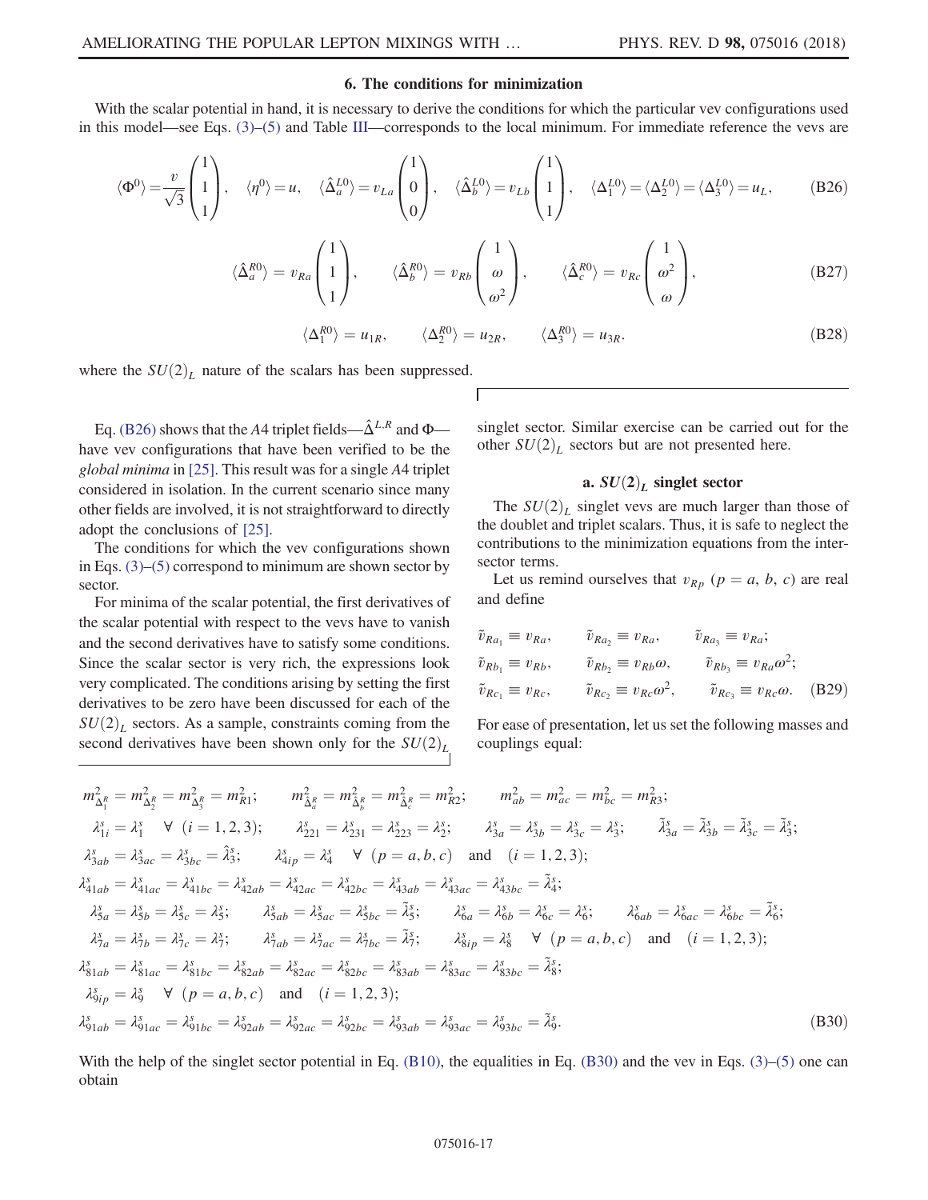### 6. The conditions for minimization

With the scalar potential in hand, it is necessary to derive the conditions for which the particular vev configurations used in this model—see Eqs. (3)–(5) and Table III—corresponds to the local minimum. For immediate reference the vevs are

$$\langle\Phi^0\rangle = \frac{v}{\sqrt{3}}\begin{pmatrix}1\\1\\1\end{pmatrix}, \quad \langle\eta^0\rangle = u, \quad \langle\hat{\Delta}_a^{L0}\rangle = v_{La}\begin{pmatrix}1\\0\\0\end{pmatrix}, \quad \langle\hat{\Delta}_b^{L0}\rangle = v_{Lb}\begin{pmatrix}1\\1\\1\end{pmatrix}, \quad \langle\Delta_1^{L0}\rangle = \langle\Delta_2^{L0}\rangle = \langle\Delta_3^{L0}\rangle = u_L, \tag{B26}$$

$$\langle\hat{\Delta}_a^{R0}\rangle = v_{Ra}\begin{pmatrix}1\\1\\1\end{pmatrix}, \qquad \langle\hat{\Delta}_b^{R0}\rangle = v_{Rb}\begin{pmatrix}1\\ \omega\\ \omega^2\end{pmatrix}, \qquad \langle\hat{\Delta}_c^{R0}\rangle = v_{Rc}\begin{pmatrix}1\\ \omega^2\\ \omega\end{pmatrix}, \tag{B27}$$

$$\langle\Delta_1^{R0}\rangle = u_{1R}, \qquad \langle\Delta_2^{R0}\rangle = u_{2R}, \qquad \langle\Delta_3^{R0}\rangle = u_{3R}. \tag{B28}$$

where the $SU(2)_L$ nature of the scalars has been suppressed.

Eq. (B26) shows that the $A4$ triplet fields—$\hat{\Delta}^{L,R}$ and $\Phi$—have vev configurations that have been verified to be the *global minima* in [25]. This result was for a single $A4$ triplet considered in isolation. In the current scenario since many other fields are involved, it is not straightforward to directly adopt the conclusions of [25].

The conditions for which the vev configurations shown in Eqs. (3)–(5) correspond to minimum are shown sector by sector.

For minima of the scalar potential, the first derivatives of the scalar potential with respect to the vevs have to vanish and the second derivatives have to satisfy some conditions. Since the scalar sector is very rich, the expressions look very complicated. The conditions arising by setting the first derivatives to be zero have been discussed for each of the $SU(2)_L$ sectors. As a sample, constraints coming from the second derivatives have been shown only for the $SU(2)_L$ singlet sector. Similar exercise can be carried out for the other $SU(2)_L$ sectors but are not presented here.

#### a. $SU(2)_L$ singlet sector

The $SU(2)_L$ singlet vevs are much larger than those of the doublet and triplet scalars. Thus, it is safe to neglect the contributions to the minimization equations from the inter-sector terms.

Let us remind ourselves that $v_{Rp}$ $(p = a, b, c)$ are real and define

$$\tilde{v}_{Ra_1} \equiv v_{Ra}, \qquad \tilde{v}_{Ra_2} \equiv v_{Ra}, \qquad \tilde{v}_{Ra_3} \equiv v_{Ra};$$
$$\tilde{v}_{Rb_1} \equiv v_{Rb}, \qquad \tilde{v}_{Rb_2} \equiv v_{Rb}\omega, \qquad \tilde{v}_{Rb_3} \equiv v_{Ra}\omega^2;$$
$$\tilde{v}_{Rc_1} \equiv v_{Rc}, \qquad \tilde{v}_{Rc_2} \equiv v_{Rc}\omega^2, \qquad \tilde{v}_{Rc_3} \equiv v_{Rc}\omega. \tag{B29}$$

For ease of presentation, let us set the following masses and couplings equal:

$$\begin{aligned}
&m^2_{\Delta_1^R} = m^2_{\Delta_2^R} = m^2_{\Delta_3^R} = m^2_{R1}; \qquad m^2_{\hat{\Delta}_a^R} = m^2_{\hat{\Delta}_b^R} = m^2_{\hat{\Delta}_c^R} = m^2_{R2}; \qquad m^2_{ab} = m^2_{ac} = m^2_{bc} = m^2_{R3};\\
&\lambda^s_{1i} = \lambda^s_1 \quad \forall \ (i = 1,2,3); \qquad \lambda^s_{221} = \lambda^s_{231} = \lambda^s_{223} = \lambda^s_2; \qquad \lambda^s_{3a} = \lambda^s_{3b} = \lambda^s_{3c} = \lambda^s_3; \qquad \tilde{\lambda}^s_{3a} = \tilde{\lambda}^s_{3b} = \tilde{\lambda}^s_{3c} = \tilde{\lambda}^s_3;\\
&\lambda^s_{3ab} = \lambda^s_{3ac} = \lambda^s_{3bc} = \hat{\lambda}^s_3; \qquad \lambda^s_{4ip} = \lambda^s_4 \quad \forall \ (p = a,b,c) \quad \text{and} \quad (i = 1,2,3);\\
&\lambda^s_{41ab} = \lambda^s_{41ac} = \lambda^s_{41bc} = \lambda^s_{42ab} = \lambda^s_{42ac} = \lambda^s_{42bc} = \lambda^s_{43ab} = \lambda^s_{43ac} = \lambda^s_{43bc} = \tilde{\lambda}^s_4;\\
&\lambda^s_{5a} = \lambda^s_{5b} = \lambda^s_{5c} = \lambda^s_5; \qquad \lambda^s_{5ab} = \lambda^s_{5ac} = \lambda^s_{5bc} = \tilde{\lambda}^s_5; \qquad \lambda^s_{6a} = \lambda^s_{6b} = \lambda^s_{6c} = \lambda^s_6; \qquad \lambda^s_{6ab} = \lambda^s_{6ac} = \lambda^s_{6bc} = \tilde{\lambda}^s_6;\\
&\lambda^s_{7a} = \lambda^s_{7b} = \lambda^s_{7c} = \lambda^s_7; \qquad \lambda^s_{7ab} = \lambda^s_{7ac} = \lambda^s_{7bc} = \tilde{\lambda}^s_7; \qquad \lambda^s_{8ip} = \lambda^s_8 \quad \forall \ (p = a,b,c) \quad \text{and} \quad (i = 1,2,3);\\
&\lambda^s_{81ab} = \lambda^s_{81ac} = \lambda^s_{81bc} = \lambda^s_{82ab} = \lambda^s_{82ac} = \lambda^s_{82bc} = \lambda^s_{83ab} = \lambda^s_{83ac} = \lambda^s_{83bc} = \tilde{\lambda}^s_8;\\
&\lambda^s_{9ip} = \lambda^s_9 \quad \forall \ (p = a,b,c) \quad \text{and} \quad (i = 1,2,3);\\
&\lambda^s_{91ab} = \lambda^s_{91ac} = \lambda^s_{91bc} = \lambda^s_{92ab} = \lambda^s_{92ac} = \lambda^s_{92bc} = \lambda^s_{93ab} = \lambda^s_{93ac} = \lambda^s_{93bc} = \tilde{\lambda}^s_9.
\end{aligned} \tag{B30}$$

With the help of the singlet sector potential in Eq. (B10), the equalities in Eq. (B30) and the vev in Eqs. (3)–(5) one can obtain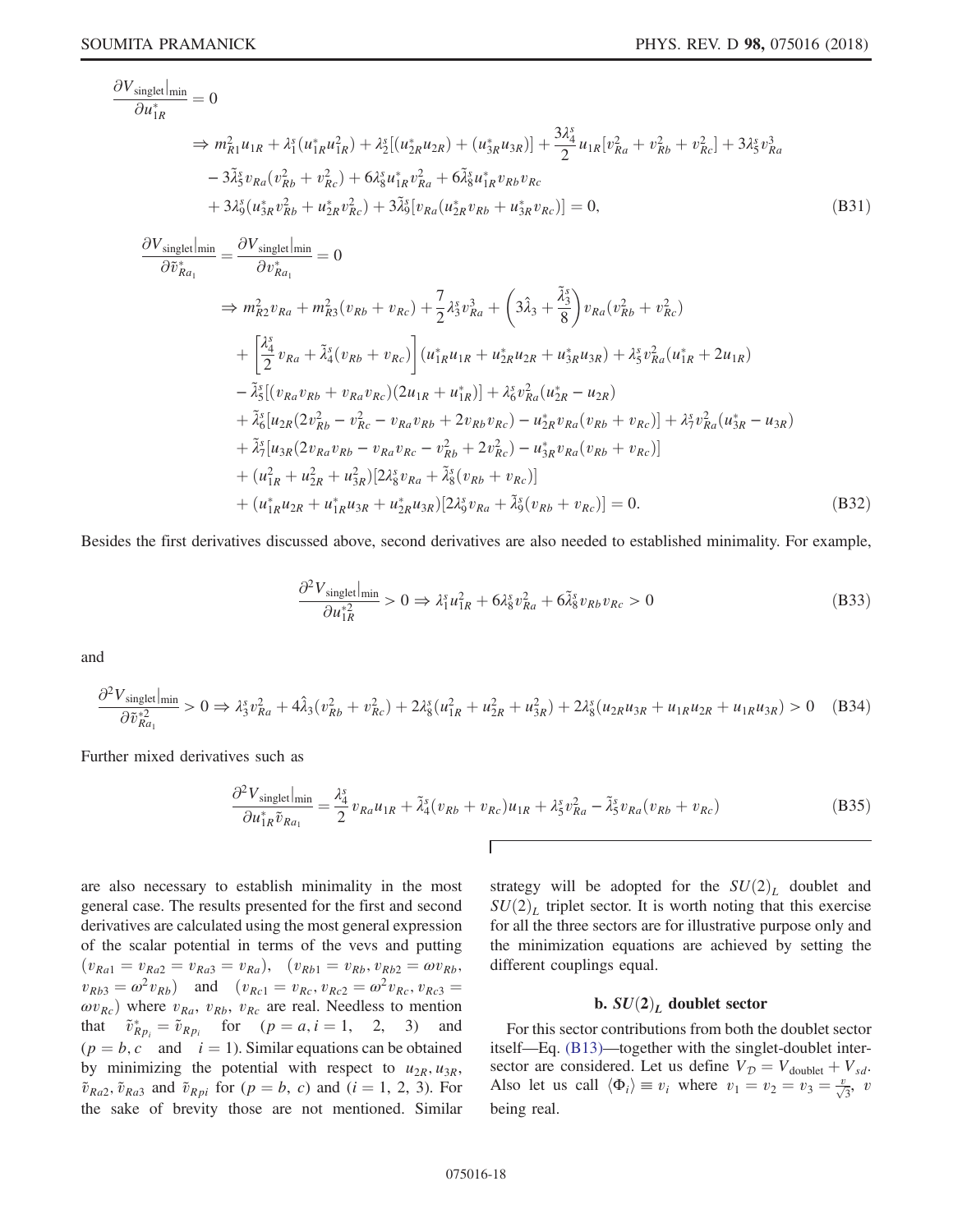$$
\begin{aligned}
\frac{\partial V_{\text{singlet}}|_{\text{min}}}{\partial u_{1R}^*} &= 0 \\
&\Rightarrow m_{R1}^2 u_{1R} + \lambda_1^s (u_{1R}^* u_{1R}^2) + \lambda_2^s [(u_{2R}^* u_{2R}) + (u_{3R}^* u_{3R})] + \frac{3\lambda_4^s}{2} u_{1R} [v_{Ra}^2 + v_{Rb}^2 + v_{Rc}^2] + 3\lambda_5^s v_{Ra}^3 \\
&\quad - 3\tilde{\lambda}_5^s v_{Ra} (v_{Rb}^2 + v_{Rc}^2) + 6\lambda_8^s u_{1R}^* v_{Ra}^2 + 6\tilde{\lambda}_8^s u_{1R}^* v_{Rb} v_{Rc} \\
&\quad + 3\lambda_9^s (u_{3R}^* v_{Rb}^2 + u_{2R}^* v_{Rc}^2) + 3\tilde{\lambda}_9^s [v_{Ra} (u_{2R}^* v_{Rb} + u_{3R}^* v_{Rc})] = 0,
\end{aligned}
\tag{B31}
$$

$$
\begin{aligned}
\frac{\partial V_{\text{singlet}}|_{\text{min}}}{\partial \tilde{v}_{Ra_1}^*} &= \frac{\partial V_{\text{singlet}}|_{\text{min}}}{\partial v_{Ra_1}^*} = 0 \\
&\Rightarrow m_{R2}^2 v_{Ra} + m_{R3}^2 (v_{Rb} + v_{Rc}) + \frac{7}{2} \lambda_3^s v_{Ra}^3 + \left( 3\hat{\lambda}_3 + \frac{\tilde{\lambda}_3^s}{8} \right) v_{Ra} (v_{Rb}^2 + v_{Rc}^2) \\
&\quad + \left[ \frac{\lambda_4^s}{2} v_{Ra} + \tilde{\lambda}_4^s (v_{Rb} + v_{Rc}) \right] (u_{1R}^* u_{1R} + u_{2R}^* u_{2R} + u_{3R}^* u_{3R}) + \lambda_5^s v_{Ra}^2 (u_{1R}^* + 2u_{1R}) \\
&\quad - \tilde{\lambda}_5^s [(v_{Ra} v_{Rb} + v_{Ra} v_{Rc})(2u_{1R} + u_{1R}^*)] + \lambda_6^s v_{Ra}^2 (u_{2R}^* - u_{2R}) \\
&\quad + \tilde{\lambda}_6^s [u_{2R} (2v_{Rb}^2 - v_{Rc}^2 - v_{Ra} v_{Rb} + 2v_{Rb} v_{Rc}) - u_{2R}^* v_{Ra} (v_{Rb} + v_{Rc})] + \lambda_7^s v_{Ra}^2 (u_{3R}^* - u_{3R}) \\
&\quad + \tilde{\lambda}_7^s [u_{3R} (2v_{Ra} v_{Rb} - v_{Ra} v_{Rc} - v_{Rb}^2 + 2v_{Rc}^2) - u_{3R}^* v_{Ra} (v_{Rb} + v_{Rc})] \\
&\quad + (u_{1R}^2 + u_{2R}^2 + u_{3R}^2) [2\lambda_8^s v_{Ra} + \tilde{\lambda}_8^s (v_{Rb} + v_{Rc})] \\
&\quad + (u_{1R}^* u_{2R} + u_{1R}^* u_{3R} + u_{2R}^* u_{3R}) [2\lambda_9^s v_{Ra} + \tilde{\lambda}_9^s (v_{Rb} + v_{Rc})] = 0.
\end{aligned}
\tag{B32}
$$

Besides the first derivatives discussed above, second derivatives are also needed to established minimality. For example,

$$
\frac{\partial^2 V_{\text{singlet}}|_{\text{min}}}{\partial u_{1R}^{*2}} > 0 \Rightarrow \lambda_1^s u_{1R}^2 + 6\lambda_8^s v_{Ra}^2 + 6\tilde{\lambda}_8^s v_{Rb} v_{Rc} > 0
\tag{B33}
$$

and

$$
\frac{\partial^2 V_{\text{singlet}}|_{\text{min}}}{\partial \tilde{v}_{Ra_1}^{*2}} > 0 \Rightarrow \lambda_3^s v_{Ra}^2 + 4\hat{\lambda}_3 (v_{Rb}^2 + v_{Rc}^2) + 2\lambda_8^s (u_{1R}^2 + u_{2R}^2 + u_{3R}^2) + 2\lambda_8^s (u_{2R} u_{3R} + u_{1R} u_{2R} + u_{1R} u_{3R}) > 0
\tag{B34}
$$

Further mixed derivatives such as

$$
\frac{\partial^2 V_{\text{singlet}}|_{\text{min}}}{\partial u_{1R}^* \tilde{v}_{Ra_1}} = \frac{\lambda_4^s}{2} v_{Ra} u_{1R} + \tilde{\lambda}_4^s (v_{Rb} + v_{Rc}) u_{1R} + \lambda_5^s v_{Ra}^2 - \tilde{\lambda}_5^s v_{Ra} (v_{Rb} + v_{Rc})
\tag{B35}
$$

are also necessary to establish minimality in the most general case. The results presented for the first and second derivatives are calculated using the most general expression of the scalar potential in terms of the vevs and putting $(v_{Ra1} = v_{Ra2} = v_{Ra3} = v_{Ra})$, $(v_{Rb1} = v_{Rb}, v_{Rb2} = \omega v_{Rb}, v_{Rb3} = \omega^2 v_{Rb})$ and $(v_{Rc1} = v_{Rc}, v_{Rc2} = \omega^2 v_{Rc}, v_{Rc3} = \omega v_{Rc})$ where $v_{Ra}$, $v_{Rb}$, $v_{Rc}$ are real. Needless to mention that $\tilde{v}_{Rp_i}^* = \tilde{v}_{Rp_i}$ for $(p = a, i = 1, 2, 3)$ and $(p = b, c$ and $i = 1)$. Similar equations can be obtained by minimizing the potential with respect to $u_{2R}, u_{3R}$, $\tilde{v}_{Ra2}, \tilde{v}_{Ra3}$ and $\tilde{v}_{Rpi}$ for $(p = b, c)$ and $(i = 1, 2, 3)$. For the sake of brevity those are not mentioned. Similar strategy will be adopted for the $SU(2)_L$ doublet and $SU(2)_L$ triplet sector. It is worth noting that this exercise for all the three sectors are for illustrative purpose only and the minimization equations are achieved by setting the different couplings equal.

### b. $SU(2)_L$ doublet sector

For this sector contributions from both the doublet sector itself—Eq. (B13)—together with the singlet-doublet intersector are considered. Let us define $V_{\mathcal{D}} = V_{\text{doublet}} + V_{sd}$. Also let us call $\langle \Phi_i \rangle \equiv v_i$ where $v_1 = v_2 = v_3 = \frac{v}{\sqrt{3}}$, $v$ being real.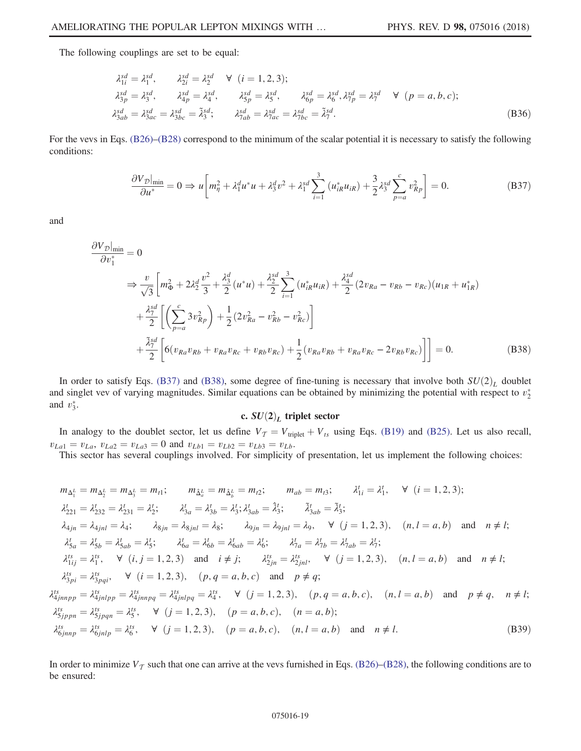The following couplings are set to be equal:

$$
\begin{aligned}
&\lambda^{sd}_{1i} = \lambda^{sd}_1, \qquad \lambda^{sd}_{2i} = \lambda^{sd}_2 \quad \forall\ (i = 1, 2, 3);\\
&\lambda^{sd}_{3p} = \lambda^{sd}_3, \qquad \lambda^{sd}_{4p} = \lambda^{sd}_4, \qquad \lambda^{sd}_{5p} = \lambda^{sd}_5, \qquad \lambda^{sd}_{6p} = \lambda^{sd}_6, \lambda^{sd}_{7p} = \lambda^{sd}_7 \quad \forall\ (p = a, b, c);\\
&\lambda^{sd}_{3ab} = \lambda^{sd}_{3ac} = \lambda^{sd}_{3bc} = \tilde{\lambda}^{sd}_3; \qquad \lambda^{sd}_{7ab} = \lambda^{sd}_{7ac} = \lambda^{sd}_{7bc} = \tilde{\lambda}^{sd}_7.
\end{aligned}
\tag{B36}
$$

For the vevs in Eqs. (B26)–(B28) correspond to the minimum of the scalar potential it is necessary to satisfy the following conditions:

$$
\frac{\partial V_{\mathcal{D}}|_{\min}}{\partial u^*} = 0 \Rightarrow u\left[m^2_\eta + \lambda^d_1 u^* u + \lambda^d_3 v^2 + \lambda^{sd}_1 \sum_{i=1}^{3} (u^*_{iR} u_{iR}) + \frac{3}{2}\lambda^{sd}_3 \sum_{p=a}^{c} v^2_{Rp}\right] = 0. \tag{B37}
$$

and

$$
\begin{aligned}
&\frac{\partial V_{\mathcal{D}}|_{\min}}{\partial v_1^*} = 0\\
&\Rightarrow \frac{v}{\sqrt{3}}\Bigg[m^2_\Phi + 2\lambda^d_2 \frac{v^2}{3} + \frac{\lambda^d_3}{2}(u^* u) + \frac{\lambda^{sd}_2}{2}\sum_{i=1}^{3}(u^*_{iR} u_{iR}) + \frac{\lambda^{sd}_4}{2}(2v_{Ra} - v_{Rb} - v_{Rc})(u_{1R} + u^*_{1R})\\
&\quad + \frac{\lambda^{sd}_7}{2}\left[\left(\sum_{p=a}^{c} 3v^2_{Rp}\right) + \frac{1}{2}(2v^2_{Ra} - v^2_{Rb} - v^2_{Rc})\right]\\
&\quad + \frac{\tilde{\lambda}^{sd}_7}{2}\left[6(v_{Ra}v_{Rb} + v_{Ra}v_{Rc} + v_{Rb}v_{Rc}) + \frac{1}{2}(v_{Ra}v_{Rb} + v_{Ra}v_{Rc} - 2v_{Rb}v_{Rc})\right]\Bigg] = 0.
\end{aligned}
\tag{B38}
$$

In order to satisfy Eqs. (B37) and (B38), some degree of fine-tuning is necessary that involve both $SU(2)_L$ doublet and singlet vev of varying magnitudes. Similar equations can be obtained by minimizing the potential with respect to $v_2^*$ and $v_3^*$.

### c. $SU(2)_L$ triplet sector

In analogy to the doublet sector, let us define $V_{\mathcal{T}} = V_{\text{triplet}} + V_{ts}$ using Eqs. (B19) and (B25). Let us also recall, $v_{La1} = v_{La}$, $v_{La2} = v_{La3} = 0$ and $v_{Lb1} = v_{Lb2} = v_{Lb3} = v_{Lb}$.

This sector has several couplings involved. For simplicity of presentation, let us implement the following choices:

$$
\begin{aligned}
&m_{\Delta^L_1} = m_{\Delta^L_2} = m_{\Delta^L_3} = m_{t1}; \qquad m_{\hat{\Delta}^L_a} = m_{\hat{\Delta}^L_b} = m_{t2}; \qquad m_{ab} = m_{t3}; \qquad \lambda^t_{1i} = \lambda^t_1, \quad \forall\ (i = 1, 2, 3);\\
&\lambda^t_{221} = \lambda^t_{232} = \lambda^t_{231} = \lambda^t_2; \qquad \lambda^t_{3a} = \lambda^t_{3b} = \lambda^t_3; \lambda^t_{3ab} = \hat{\lambda}^t_3; \qquad \tilde{\lambda}^t_{3ab} = \tilde{\lambda}^t_3;\\
&\lambda_{4jn} = \lambda_{4jnl} = \lambda_4; \qquad \lambda_{8jn} = \lambda_{8jnl} = \lambda_8; \qquad \lambda_{9jn} = \lambda_{9jnl} = \lambda_9, \quad \forall\ (j = 1, 2, 3), \quad (n, l = a, b) \quad \text{and} \quad n \neq l;\\
&\lambda^t_{5a} = \lambda^t_{5b} = \lambda^t_{5ab} = \lambda^t_5; \qquad \lambda^t_{6a} = \lambda^t_{6b} = \lambda^t_{6ab} = \lambda^t_6; \qquad \lambda^t_{7a} = \lambda^t_{7b} = \lambda^t_{7ab} = \lambda^t_7;\\
&\lambda^{ts}_{1ij} = \lambda^{ts}_1, \quad \forall\ (i, j = 1, 2, 3) \quad \text{and} \quad i \neq j; \qquad \lambda^{ts}_{2jn} = \lambda^{ts}_{2jnl}, \quad \forall\ (j = 1, 2, 3), \quad (n, l = a, b) \quad \text{and} \quad n \neq l;\\
&\lambda^{ts}_{3pi} = \lambda^{ts}_{3pqi}, \quad \forall\ (i = 1, 2, 3), \quad (p, q = a, b, c) \quad \text{and} \quad p \neq q;\\
&\lambda^{ts}_{4jnnpp} = \lambda^{ts}_{4jnlpp} = \lambda^{ts}_{4jnnpq} = \lambda^{ts}_{4jnlpq} = \lambda^{ts}_4, \quad \forall\ (j = 1, 2, 3), \quad (p, q = a, b, c), \quad (n, l = a, b) \quad \text{and} \quad p \neq q, \quad n \neq l;\\
&\lambda^{ts}_{5jppn} = \lambda^{ts}_{5jpqn} = \lambda^{ts}_5, \quad \forall\ (j = 1, 2, 3), \quad (p = a, b, c), \quad (n = a, b);\\
&\lambda^{ts}_{6jnnp} = \lambda^{ts}_{6jnlp} = \lambda^{ts}_6, \quad \forall\ (j = 1, 2, 3), \quad (p = a, b, c), \quad (n, l = a, b) \quad \text{and} \quad n \neq l.
\end{aligned}
\tag{B39}
$$

In order to minimize $V_{\mathcal{T}}$ such that one can arrive at the vevs furnished in Eqs. (B26)–(B28), the following conditions are to be ensured: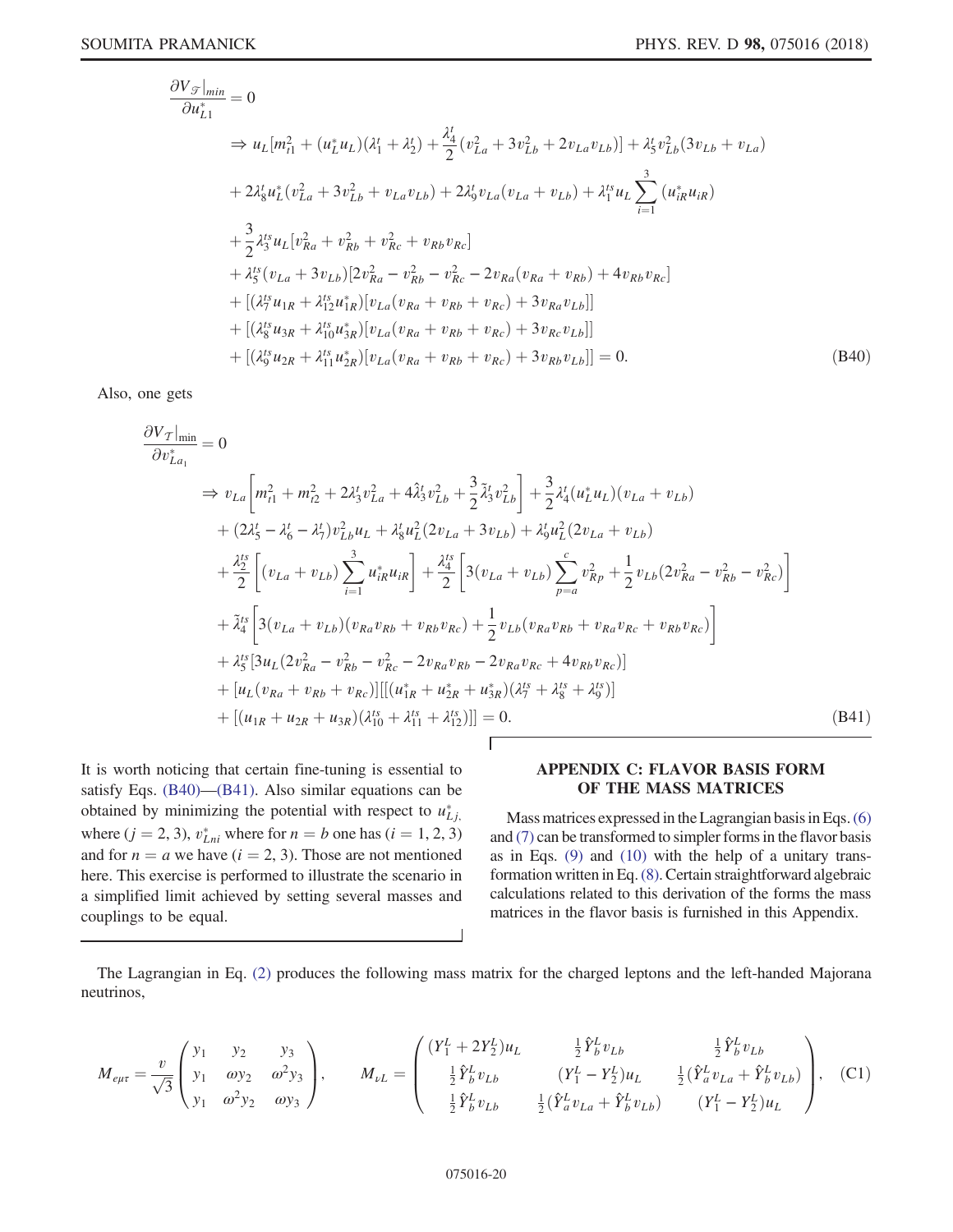$$
\begin{aligned}
&\frac{\partial V_{\mathcal{T}}|_{min}}{\partial u^*_{L1}} = 0 \\
&\Rightarrow u_L[m^2_{t1} + (u^*_L u_L)(\lambda^t_1 + \lambda^t_2) + \frac{\lambda^t_4}{2}(v^2_{La} + 3v^2_{Lb} + 2v_{La}v_{Lb})] + \lambda^t_5 v^2_{Lb}(3v_{Lb} + v_{La}) \\
&\quad + 2\lambda^t_8 u^*_L(v^2_{La} + 3v^2_{Lb} + v_{La}v_{Lb}) + 2\lambda^t_9 v_{La}(v_{La} + v_{Lb}) + \lambda^{ts}_1 u_L \sum_{i=1}^{3}(u^*_{iR}u_{iR}) \\
&\quad + \frac{3}{2}\lambda^{ts}_3 u_L[v^2_{Ra} + v^2_{Rb} + v^2_{Rc} + v_{Rb}v_{Rc}] \\
&\quad + \lambda^{ts}_5(v_{La} + 3v_{Lb})[2v^2_{Ra} - v^2_{Rb} - v^2_{Rc} - 2v_{Ra}(v_{Ra} + v_{Rb}) + 4v_{Rb}v_{Rc}] \\
&\quad + [(\lambda^{ts}_7 u_{1R} + \lambda^{ts}_{12} u^*_{1R})[v_{La}(v_{Ra} + v_{Rb} + v_{Rc}) + 3v_{Ra}v_{Lb}]] \\
&\quad + [(\lambda^{ts}_8 u_{3R} + \lambda^{ts}_{10} u^*_{3R})[v_{La}(v_{Ra} + v_{Rb} + v_{Rc}) + 3v_{Rc}v_{Lb}]] \\
&\quad + [(\lambda^{ts}_9 u_{2R} + \lambda^{ts}_{11} u^*_{2R})[v_{La}(v_{Ra} + v_{Rb} + v_{Rc}) + 3v_{Rb}v_{Lb}]] = 0.
\end{aligned} \tag{B40}
$$

Also, one gets

$$
\begin{aligned}
&\frac{\partial V_{\mathcal{T}}|_{\rm min}}{\partial v^*_{La_1}} = 0 \\
&\Rightarrow v_{La}\left[m^2_{t1} + m^2_{t2} + 2\lambda^t_3 v^2_{La} + 4\hat{\lambda}^t_3 v^2_{Lb} + \frac{3}{2}\tilde{\lambda}^t_3 v^2_{Lb}\right] + \frac{3}{2}\lambda^t_4(u^*_L u_L)(v_{La} + v_{Lb}) \\
&\quad + (2\lambda^t_5 - \lambda^t_6 - \lambda^t_7)v^2_{Lb}u_L + \lambda^t_8 u^2_L(2v_{La} + 3v_{Lb}) + \lambda^t_9 u^2_L(2v_{La} + v_{Lb}) \\
&\quad + \frac{\lambda^{ts}_2}{2}\left[(v_{La} + v_{Lb})\sum_{i=1}^{3} u^*_{iR}u_{iR}\right] + \frac{\lambda^{ts}_4}{2}\left[3(v_{La} + v_{Lb})\sum_{p=a}^{c} v^2_{Rp} + \frac{1}{2}v_{Lb}(2v^2_{Ra} - v^2_{Rb} - v^2_{Rc})\right] \\
&\quad + \tilde{\lambda}^{ts}_4\left[3(v_{La} + v_{Lb})(v_{Ra}v_{Rb} + v_{Rb}v_{Rc}) + \frac{1}{2}v_{Lb}(v_{Ra}v_{Rb} + v_{Ra}v_{Rc} + v_{Rb}v_{Rc})\right] \\
&\quad + \lambda^{ts}_5[3u_L(2v^2_{Ra} - v^2_{Rb} - v^2_{Rc} - 2v_{Ra}v_{Rb} - 2v_{Ra}v_{Rc} + 4v_{Rb}v_{Rc})] \\
&\quad + [u_L(v_{Ra} + v_{Rb} + v_{Rc})][[(u^*_{1R} + u^*_{2R} + u^*_{3R})(\lambda^{ts}_7 + \lambda^{ts}_8 + \lambda^{ts}_9)] \\
&\quad + [(u_{1R} + u_{2R} + u_{3R})(\lambda^{ts}_{10} + \lambda^{ts}_{11} + \lambda^{ts}_{12})]] = 0.
\end{aligned} \tag{B41}
$$

It is worth noticing that certain fine-tuning is essential to satisfy Eqs. (B40)—(B41). Also similar equations can be obtained by minimizing the potential with respect to $u^*_{Lj,}$ where $(j = 2, 3)$, $v^*_{Lni}$ where for $n = b$ one has $(i = 1, 2, 3)$ and for $n = a$ we have $(i = 2, 3)$. Those are not mentioned here. This exercise is performed to illustrate the scenario in a simplified limit achieved by setting several masses and couplings to be equal.

## APPENDIX C: FLAVOR BASIS FORM OF THE MASS MATRICES

Mass matrices expressed in the Lagrangian basis in Eqs. (6) and (7) can be transformed to simpler forms in the flavor basis as in Eqs. (9) and (10) with the help of a unitary transformation written in Eq. (8). Certain straightforward algebraic calculations related to this derivation of the forms the mass matrices in the flavor basis is furnished in this Appendix.

The Lagrangian in Eq. (2) produces the following mass matrix for the charged leptons and the left-handed Majorana neutrinos,

$$
M_{e\mu\tau} = \frac{v}{\sqrt{3}}\begin{pmatrix} y_1 & y_2 & y_3 \\ y_1 & \omega y_2 & \omega^2 y_3 \\ y_1 & \omega^2 y_2 & \omega y_3 \end{pmatrix}, \qquad M_{\nu L} = \begin{pmatrix} (Y^L_1 + 2Y^L_2)u_L & \frac{1}{2}\hat{Y}^L_b v_{Lb} & \frac{1}{2}\hat{Y}^L_b v_{Lb} \\ \frac{1}{2}\hat{Y}^L_b v_{Lb} & (Y^L_1 - Y^L_2)u_L & \frac{1}{2}(\hat{Y}^L_a v_{La} + \hat{Y}^L_b v_{Lb}) \\ \frac{1}{2}\hat{Y}^L_b v_{Lb} & \frac{1}{2}(\hat{Y}^L_a v_{La} + \hat{Y}^L_b v_{Lb}) & (Y^L_1 - Y^L_2)u_L \end{pmatrix}, \tag{C1}
$$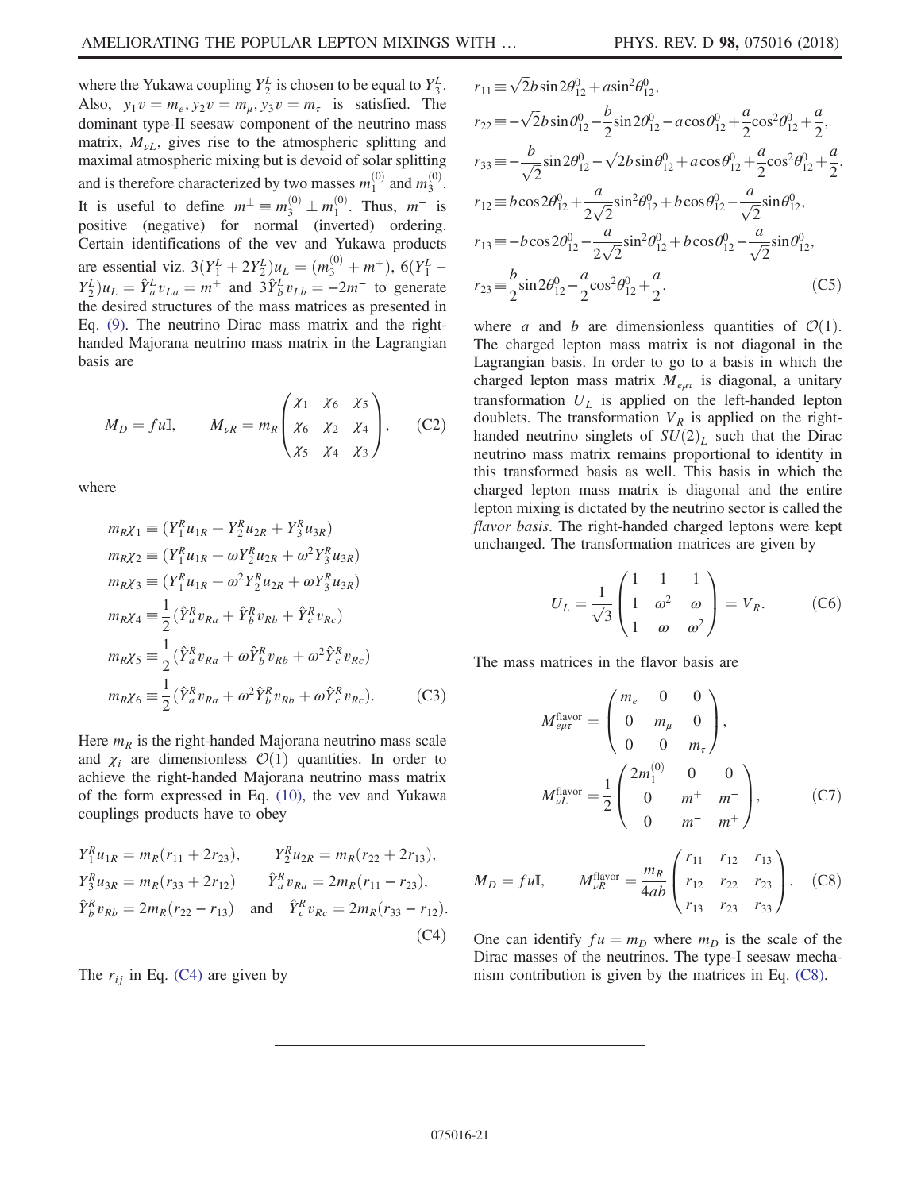where the Yukawa coupling $Y_2^L$ is chosen to be equal to $Y_3^L$. Also, $y_1 v = m_e, y_2 v = m_\mu, y_3 v = m_\tau$ is satisfied. The dominant type-II seesaw component of the neutrino mass matrix, $M_{\nu L}$, gives rise to the atmospheric splitting and maximal atmospheric mixing but is devoid of solar splitting and is therefore characterized by two masses $m_1^{(0)}$ and $m_3^{(0)}$. It is useful to define $m^\pm \equiv m_3^{(0)} \pm m_1^{(0)}$. Thus, $m^-$ is positive (negative) for normal (inverted) ordering. Certain identifications of the vev and Yukawa products are essential viz. $3(Y_1^L + 2Y_2^L)u_L = (m_3^{(0)} + m^+)$, $6(Y_1^L - Y_2^L)u_L = \hat{Y}_a^L v_{La} = m^+$ and $3\hat{Y}_b^L v_{Lb} = -2m^-$ to generate the desired structures of the mass matrices as presented in Eq. (9). The neutrino Dirac mass matrix and the right-handed Majorana neutrino mass matrix in the Lagrangian basis are

$$M_D = fu\mathbb{I}, \qquad M_{\nu R} = m_R \begin{pmatrix} \chi_1 & \chi_6 & \chi_5 \\ \chi_6 & \chi_2 & \chi_4 \\ \chi_5 & \chi_4 & \chi_3 \end{pmatrix}, \tag{C2}$$

where

$$\begin{aligned}
m_R\chi_1 &\equiv (Y_1^R u_{1R} + Y_2^R u_{2R} + Y_3^R u_{3R}) \\
m_R\chi_2 &\equiv (Y_1^R u_{1R} + \omega Y_2^R u_{2R} + \omega^2 Y_3^R u_{3R}) \\
m_R\chi_3 &\equiv (Y_1^R u_{1R} + \omega^2 Y_2^R u_{2R} + \omega Y_3^R u_{3R}) \\
m_R\chi_4 &\equiv \frac{1}{2}(\hat{Y}_a^R v_{Ra} + \hat{Y}_b^R v_{Rb} + \hat{Y}_c^R v_{Rc}) \\
m_R\chi_5 &\equiv \frac{1}{2}(\hat{Y}_a^R v_{Ra} + \omega\hat{Y}_b^R v_{Rb} + \omega^2\hat{Y}_c^R v_{Rc}) \\
m_R\chi_6 &\equiv \frac{1}{2}(\hat{Y}_a^R v_{Ra} + \omega^2\hat{Y}_b^R v_{Rb} + \omega\hat{Y}_c^R v_{Rc}).
\end{aligned} \tag{C3}$$

Here $m_R$ is the right-handed Majorana neutrino mass scale and $\chi_i$ are dimensionless $\mathcal{O}(1)$ quantities. In order to achieve the right-handed Majorana neutrino mass matrix of the form expressed in Eq. (10), the vev and Yukawa couplings products have to obey

$$\begin{aligned}
&Y_1^R u_{1R} = m_R(r_{11} + 2r_{23}), \qquad Y_2^R u_{2R} = m_R(r_{22} + 2r_{13}), \\
&Y_3^R u_{3R} = m_R(r_{33} + 2r_{12}) \qquad \hat{Y}_a^R v_{Ra} = 2m_R(r_{11} - r_{23}), \\
&\hat{Y}_b^R v_{Rb} = 2m_R(r_{22} - r_{13}) \quad \text{and} \quad \hat{Y}_c^R v_{Rc} = 2m_R(r_{33} - r_{12}).
\end{aligned} \tag{C4}$$

The $r_{ij}$ in Eq. (C4) are given by

$$\begin{aligned}
r_{11} &\equiv \sqrt{2}b\sin 2\theta_{12}^0 + a\sin^2\theta_{12}^0, \\
r_{22} &\equiv -\sqrt{2}b\sin\theta_{12}^0 - \frac{b}{2}\sin 2\theta_{12}^0 - a\cos\theta_{12}^0 + \frac{a}{2}\cos^2\theta_{12}^0 + \frac{a}{2}, \\
r_{33} &\equiv -\frac{b}{\sqrt{2}}\sin 2\theta_{12}^0 - \sqrt{2}b\sin\theta_{12}^0 + a\cos\theta_{12}^0 + \frac{a}{2}\cos^2\theta_{12}^0 + \frac{a}{2}, \\
r_{12} &\equiv b\cos 2\theta_{12}^0 + \frac{a}{2\sqrt{2}}\sin^2\theta_{12}^0 + b\cos\theta_{12}^0 - \frac{a}{\sqrt{2}}\sin\theta_{12}^0, \\
r_{13} &\equiv -b\cos 2\theta_{12}^0 - \frac{a}{2\sqrt{2}}\sin^2\theta_{12}^0 + b\cos\theta_{12}^0 - \frac{a}{\sqrt{2}}\sin\theta_{12}^0, \\
r_{23} &\equiv \frac{b}{2}\sin 2\theta_{12}^0 - \frac{a}{2}\cos^2\theta_{12}^0 + \frac{a}{2}.
\end{aligned} \tag{C5}$$

where $a$ and $b$ are dimensionless quantities of $\mathcal{O}(1)$. The charged lepton mass matrix is not diagonal in the Lagrangian basis. In order to go to a basis in which the charged lepton mass matrix $M_{e\mu\tau}$ is diagonal, a unitary transformation $U_L$ is applied on the left-handed lepton doublets. The transformation $V_R$ is applied on the right-handed neutrino singlets of $SU(2)_L$ such that the Dirac neutrino mass matrix remains proportional to identity in this transformed basis as well. This basis in which the charged lepton mass matrix is diagonal and the entire lepton mixing is dictated by the neutrino sector is called the *flavor basis*. The right-handed charged leptons were kept unchanged. The transformation matrices are given by

$$U_L = \frac{1}{\sqrt{3}}\begin{pmatrix} 1 & 1 & 1 \\ 1 & \omega^2 & \omega \\ 1 & \omega & \omega^2 \end{pmatrix} = V_R. \tag{C6}$$

The mass matrices in the flavor basis are

$$M_{e\mu\tau}^{\text{flavor}} = \begin{pmatrix} m_e & 0 & 0 \\ 0 & m_\mu & 0 \\ 0 & 0 & m_\tau \end{pmatrix},$$

$$M_{\nu L}^{\text{flavor}} = \frac{1}{2}\begin{pmatrix} 2m_1^{(0)} & 0 & 0 \\ 0 & m^+ & m^- \\ 0 & m^- & m^+ \end{pmatrix}, \tag{C7}$$

$$M_D = fu\mathbb{I}, \qquad M_{\nu R}^{\text{flavor}} = \frac{m_R}{4ab}\begin{pmatrix} r_{11} & r_{12} & r_{13} \\ r_{12} & r_{22} & r_{23} \\ r_{13} & r_{23} & r_{33} \end{pmatrix}. \tag{C8}$$

One can identify $fu = m_D$ where $m_D$ is the scale of the Dirac masses of the neutrinos. The type-I seesaw mechanism contribution is given by the matrices in Eq. (C8).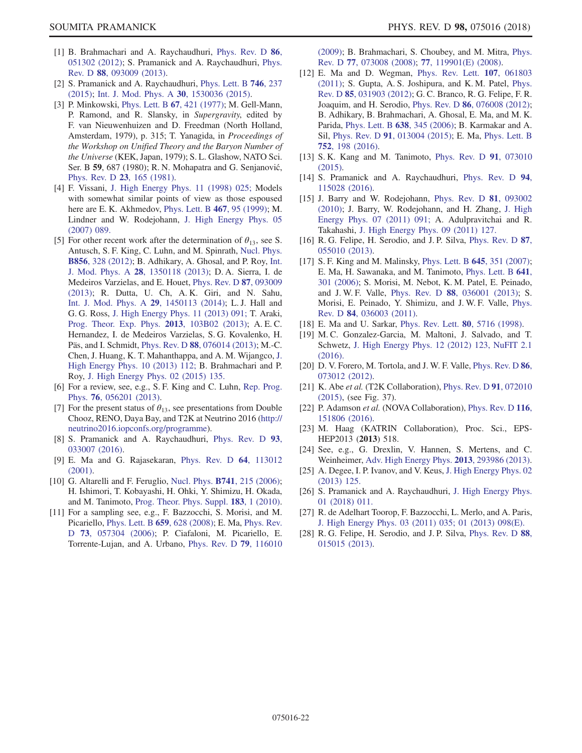[1] B. Brahmachari and A. Raychaudhuri, Phys. Rev. D **86**, 051302 (2012); S. Pramanick and A. Raychaudhuri, Phys. Rev. D **88**, 093009 (2013).

[2] S. Pramanick and A. Raychaudhuri, Phys. Lett. B **746**, 237 (2015); Int. J. Mod. Phys. A **30**, 1530036 (2015).

[3] P. Minkowski, Phys. Lett. B **67**, 421 (1977); M. Gell-Mann, P. Ramond, and R. Slansky, in *Supergravity*, edited by F. van Nieuwenhuizen and D. Freedman (North Holland, Amsterdam, 1979), p. 315; T. Yanagida, in *Proceedings of the Workshop on Unified Theory and the Baryon Number of the Universe* (KEK, Japan, 1979); S. L. Glashow, NATO Sci. Ser. B **59**, 687 (1980); R. N. Mohapatra and G. Senjanović, Phys. Rev. D **23**, 165 (1981).

[4] F. Vissani, J. High Energy Phys. 11 (1998) 025; Models with somewhat similar points of view as those espoused here are E. K. Akhmedov, Phys. Lett. B **467**, 95 (1999); M. Lindner and W. Rodejohann, J. High Energy Phys. 05 (2007) 089.

[5] For other recent work after the determination of $\theta_{13}$, see S. Antusch, S. F. King, C. Luhn, and M. Spinrath, Nucl. Phys. **B856**, 328 (2012); B. Adhikary, A. Ghosal, and P. Roy, Int. J. Mod. Phys. A **28**, 1350118 (2013); D. A. Sierra, I. de Medeiros Varzielas, and E. Houet, Phys. Rev. D **87**, 093009 (2013); R. Dutta, U. Ch, A. K. Giri, and N. Sahu, Int. J. Mod. Phys. A **29**, 1450113 (2014); L. J. Hall and G. G. Ross, J. High Energy Phys. 11 (2013) 091; T. Araki, Prog. Theor. Exp. Phys. **2013**, 103B02 (2013); A. E. C. Hernandez, I. de Medeiros Varzielas, S. G. Kovalenko, H. Päs, and I. Schmidt, Phys. Rev. D **88**, 076014 (2013); M.-C. Chen, J. Huang, K. T. Mahanthappa, and A. M. Wijangco, J. High Energy Phys. 10 (2013) 112; B. Brahmachari and P. Roy, J. High Energy Phys. 02 (2015) 135.

[6] For a review, see, e.g., S. F. King and C. Luhn, Rep. Prog. Phys. **76**, 056201 (2013).

[7] For the present status of $\theta_{13}$, see presentations from Double Chooz, RENO, Daya Bay, and T2K at Neutrino 2016 (http://neutrino2016.iopconfs.org/programme).

[8] S. Pramanick and A. Raychaudhuri, Phys. Rev. D **93**, 033007 (2016).

[9] E. Ma and G. Rajasekaran, Phys. Rev. D **64**, 113012 (2001).

[10] G. Altarelli and F. Feruglio, Nucl. Phys. **B741**, 215 (2006); H. Ishimori, T. Kobayashi, H. Ohki, Y. Shimizu, H. Okada, and M. Tanimoto, Prog. Theor. Phys. Suppl. **183**, 1 (2010).

[11] For a sampling see, e.g., F. Bazzocchi, S. Morisi, and M. Picariello, Phys. Lett. B **659**, 628 (2008); E. Ma, Phys. Rev. D **73**, 057304 (2006); P. Ciafaloni, M. Picariello, E. Torrente-Lujan, and A. Urbano, Phys. Rev. D **79**, 116010 (2009); B. Brahmachari, S. Choubey, and M. Mitra, Phys. Rev. D **77**, 073008 (2008); **77**, 119901(E) (2008).

[12] E. Ma and D. Wegman, Phys. Rev. Lett. **107**, 061803 (2011); S. Gupta, A. S. Joshipura, and K. M. Patel, Phys. Rev. D **85**, 031903 (2012); G. C. Branco, R. G. Felipe, F. R. Joaquim, and H. Serodio, Phys. Rev. D **86**, 076008 (2012); B. Adhikary, B. Brahmachari, A. Ghosal, E. Ma, and M. K. Parida, Phys. Lett. B **638**, 345 (2006); B. Karmakar and A. Sil, Phys. Rev. D **91**, 013004 (2015); E. Ma, Phys. Lett. B **752**, 198 (2016).

[13] S. K. Kang and M. Tanimoto, Phys. Rev. D **91**, 073010 (2015).

[14] S. Pramanick and A. Raychaudhuri, Phys. Rev. D **94**, 115028 (2016).

[15] J. Barry and W. Rodejohann, Phys. Rev. D **81**, 093002 (2010); J. Barry, W. Rodejohann, and H. Zhang, J. High Energy Phys. 07 (2011) 091; A. Adulpravitchai and R. Takahashi, J. High Energy Phys. 09 (2011) 127.

[16] R. G. Felipe, H. Serodio, and J. P. Silva, Phys. Rev. D **87**, 055010 (2013).

[17] S. F. King and M. Malinsky, Phys. Lett. B **645**, 351 (2007); E. Ma, H. Sawanaka, and M. Tanimoto, Phys. Lett. B **641**, 301 (2006); S. Morisi, M. Nebot, K. M. Patel, E. Peinado, and J. W. F. Valle, Phys. Rev. D **88**, 036001 (2013); S. Morisi, E. Peinado, Y. Shimizu, and J. W. F. Valle, Phys. Rev. D **84**, 036003 (2011).

[18] E. Ma and U. Sarkar, Phys. Rev. Lett. **80**, 5716 (1998).

[19] M. C. Gonzalez-Garcia, M. Maltoni, J. Salvado, and T. Schwetz, J. High Energy Phys. 12 (2012) 123, NuFIT 2.1 (2016).

[20] D. V. Forero, M. Tortola, and J. W. F. Valle, Phys. Rev. D **86**, 073012 (2012).

[21] K. Abe *et al.* (T2K Collaboration), Phys. Rev. D **91**, 072010 (2015), (see Fig. 37).

[22] P. Adamson *et al.* (NOVA Collaboration), Phys. Rev. D **116**, 151806 (2016).

[23] M. Haag (KATRIN Collaboration), Proc. Sci., EPS-HEP2013 (**2013**) 518.

[24] See, e.g., G. Drexlin, V. Hannen, S. Mertens, and C. Weinheimer, Adv. High Energy Phys. **2013**, 293986 (2013).

[25] A. Degee, I. P. Ivanov, and V. Keus, J. High Energy Phys. 02 (2013) 125.

[26] S. Pramanick and A. Raychaudhuri, J. High Energy Phys. 01 (2018) 011.

[27] R. de Adelhart Toorop, F. Bazzocchi, L. Merlo, and A. Paris, J. High Energy Phys. 03 (2011) 035; 01 (2013) 098(E).

[28] R. G. Felipe, H. Serodio, and J. P. Silva, Phys. Rev. D **88**, 015015 (2013).